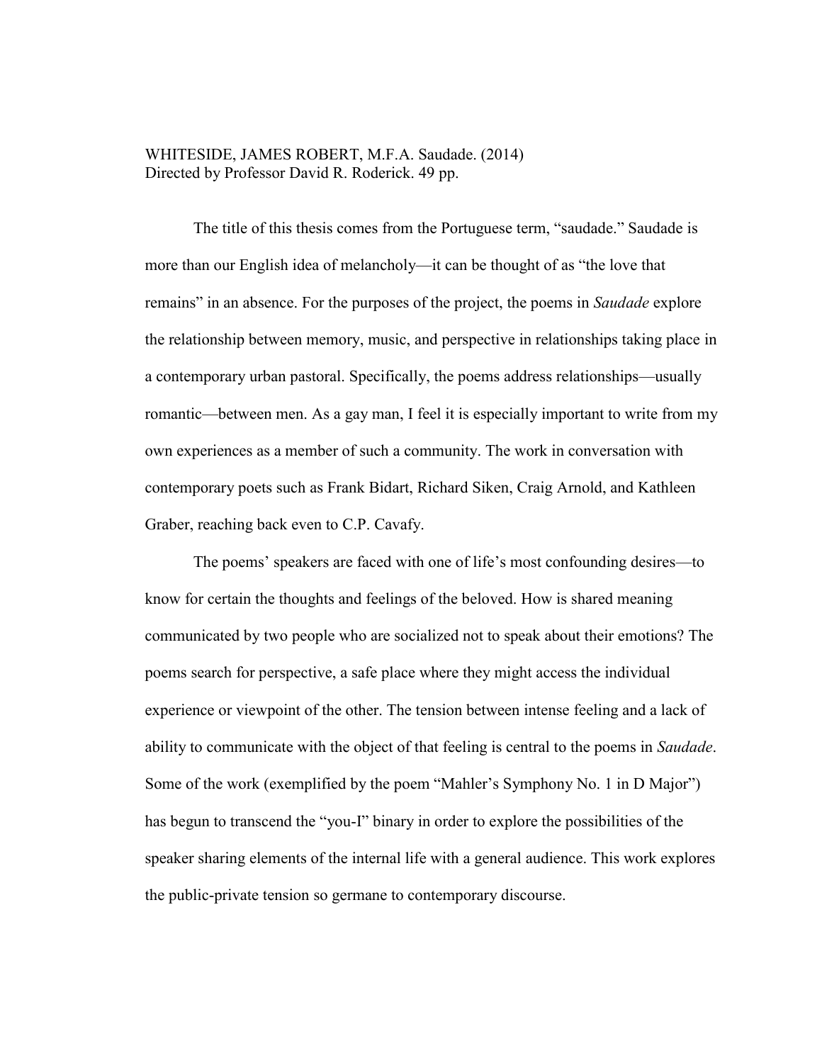WHITESIDE, JAMES ROBERT, M.F.A. Saudade. (2014)
Directed by Professor David R. Roderick. 49 pp.

The title of this thesis comes from the Portuguese term, "saudade." Saudade is more than our English idea of melancholy—it can be thought of as "the love that remains" in an absence. For the purposes of the project, the poems in *Saudade* explore the relationship between memory, music, and perspective in relationships taking place in a contemporary urban pastoral. Specifically, the poems address relationships—usually romantic—between men. As a gay man, I feel it is especially important to write from my own experiences as a member of such a community. The work in conversation with contemporary poets such as Frank Bidart, Richard Siken, Craig Arnold, and Kathleen Graber, reaching back even to C.P. Cavafy.

The poems' speakers are faced with one of life's most confounding desires—to know for certain the thoughts and feelings of the beloved. How is shared meaning communicated by two people who are socialized not to speak about their emotions? The poems search for perspective, a safe place where they might access the individual experience or viewpoint of the other. The tension between intense feeling and a lack of ability to communicate with the object of that feeling is central to the poems in *Saudade*. Some of the work (exemplified by the poem "Mahler's Symphony No. 1 in D Major") has begun to transcend the "you-I" binary in order to explore the possibilities of the speaker sharing elements of the internal life with a general audience. This work explores the public-private tension so germane to contemporary discourse.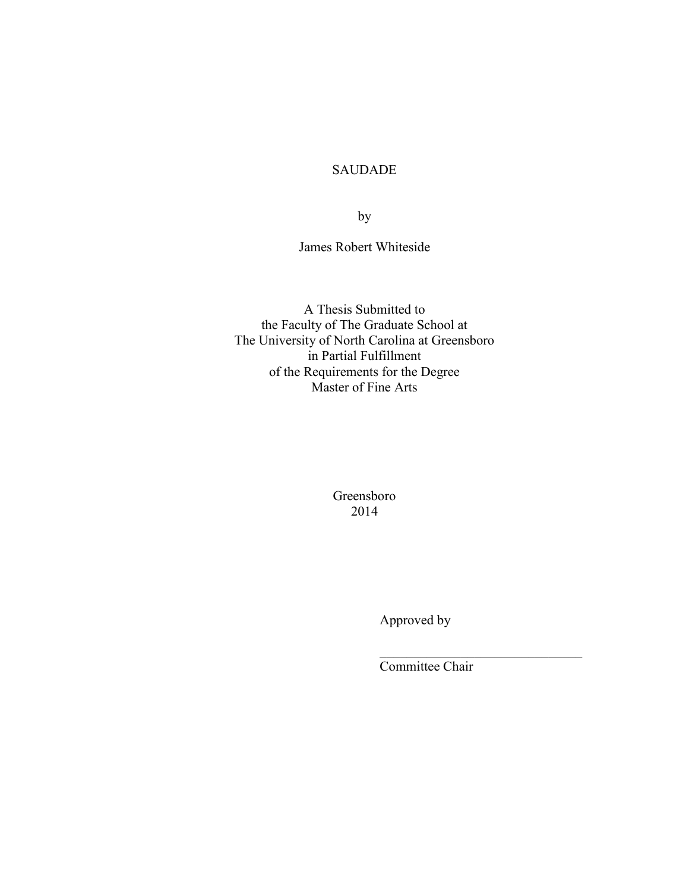SAUDADE

by

James Robert Whiteside

A Thesis Submitted to
the Faculty of The Graduate School at
The University of North Carolina at Greensboro
in Partial Fulfillment
of the Requirements for the Degree
Master of Fine Arts

Greensboro
2014

Approved by

_______________________________
Committee Chair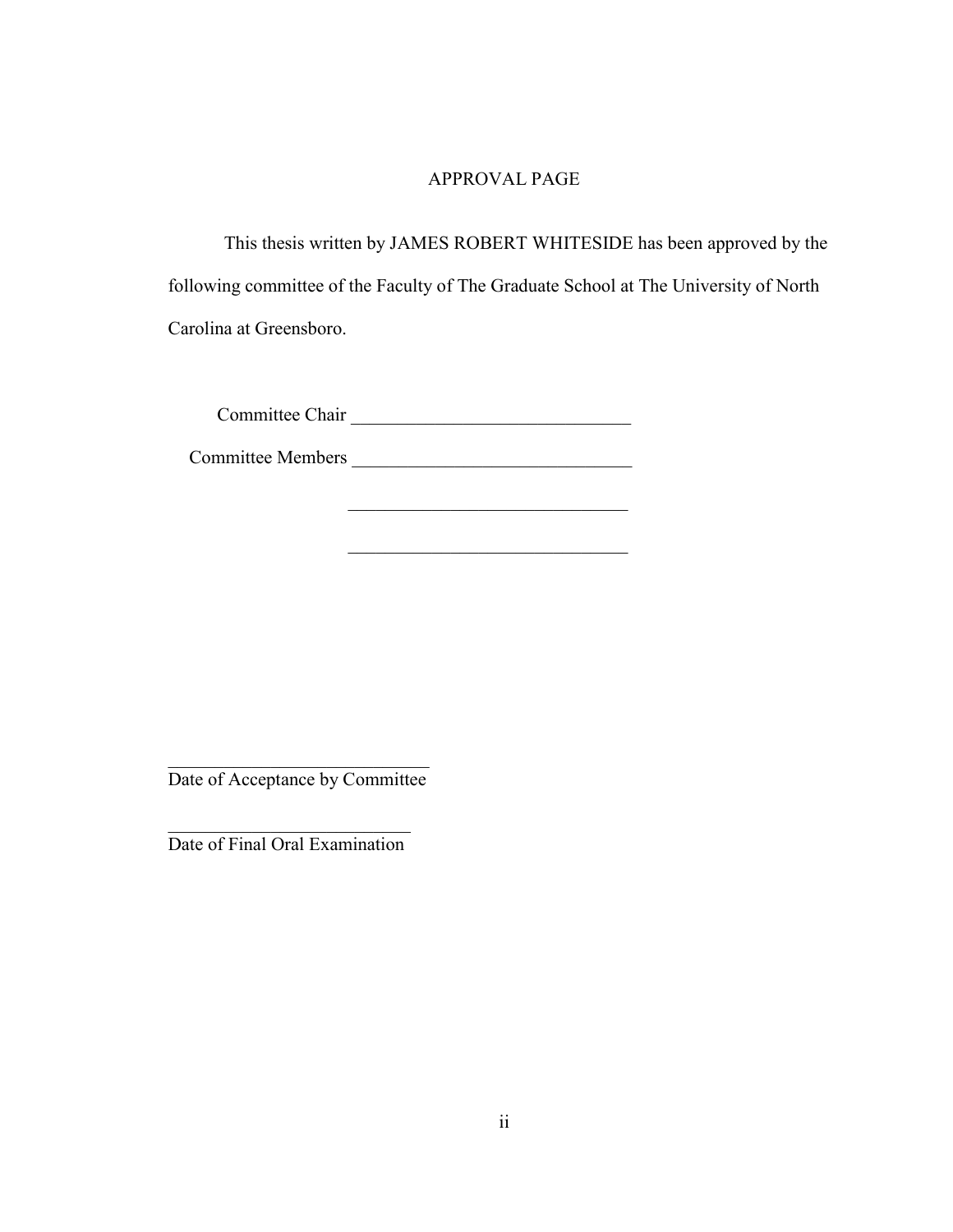# APPROVAL PAGE

This thesis written by JAMES ROBERT WHITESIDE has been approved by the following committee of the Faculty of The Graduate School at The University of North Carolina at Greensboro.

Committee Chair ______________________________

Committee Members ______________________________

______________________________

______________________________

______________________________
Date of Acceptance by Committee

______________________________
Date of Final Oral Examination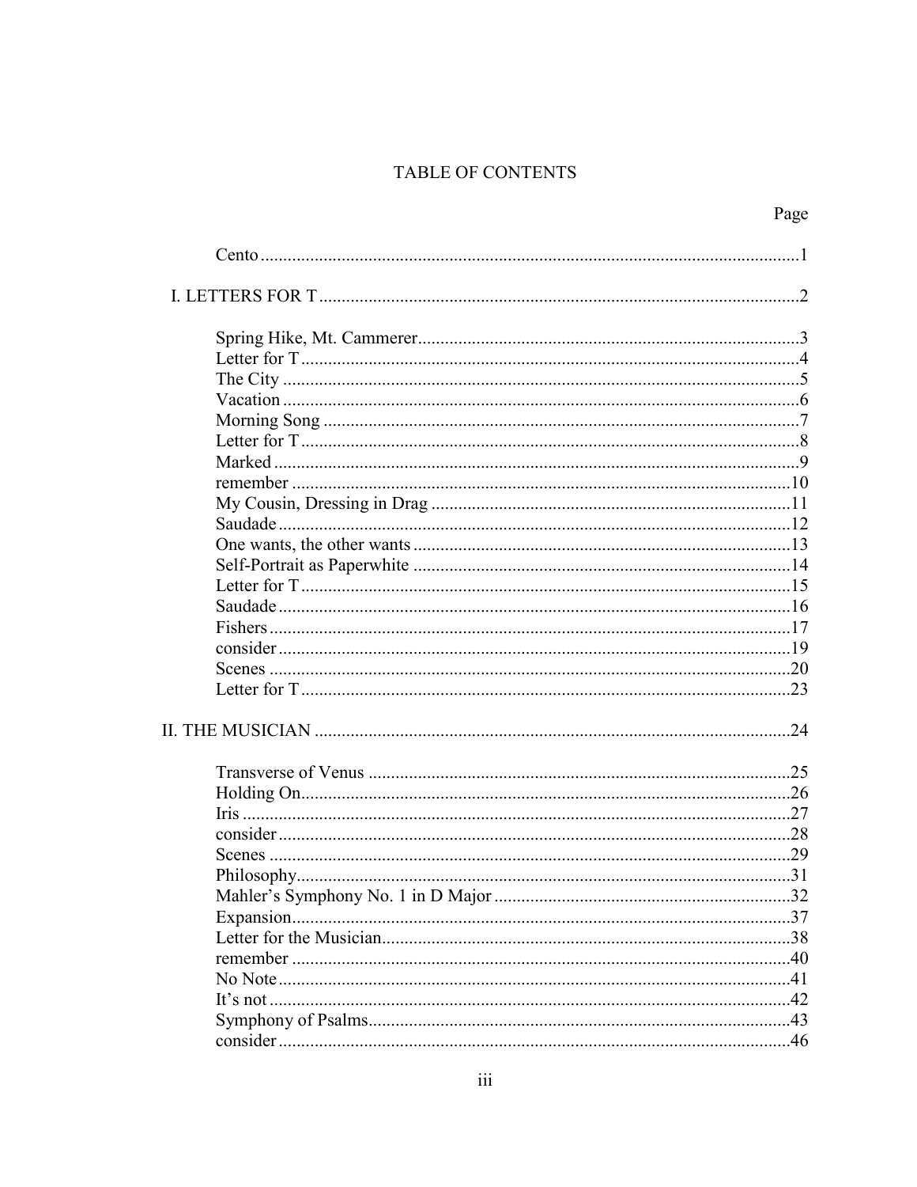# TABLE OF CONTENTS

Page

Cento ....................................................................................................1

I. LETTERS FOR T ..........................................................................................2

Spring Hike, Mt. Cammerer....................................................................3
Letter for T .............................................................................................4
The City .................................................................................................5
Vacation .................................................................................................6
Morning Song .........................................................................................7
Letter for T .............................................................................................8
Marked ...................................................................................................9
remember ..............................................................................................10
My Cousin, Dressing in Drag ................................................................11
Saudade ................................................................................................12
One wants, the other wants ...................................................................13
Self-Portrait as Paperwhite ...................................................................14
Letter for T ...........................................................................................15
Saudade ................................................................................................16
Fishers ..................................................................................................17
consider ................................................................................................19
Scenes ..................................................................................................20
Letter for T ...........................................................................................23

II. THE MUSICIAN ........................................................................................24

Transverse of Venus .............................................................................25
Holding On............................................................................................26
Iris ........................................................................................................27
consider ................................................................................................28
Scenes ..................................................................................................29
Philosophy.............................................................................................31
Mahler's Symphony No. 1 in D Major .................................................32
Expansion..............................................................................................37
Letter for the Musician..........................................................................38
remember ..............................................................................................40
No Note .................................................................................................41
It's not ..................................................................................................42
Symphony of Psalms.............................................................................43
consider ................................................................................................46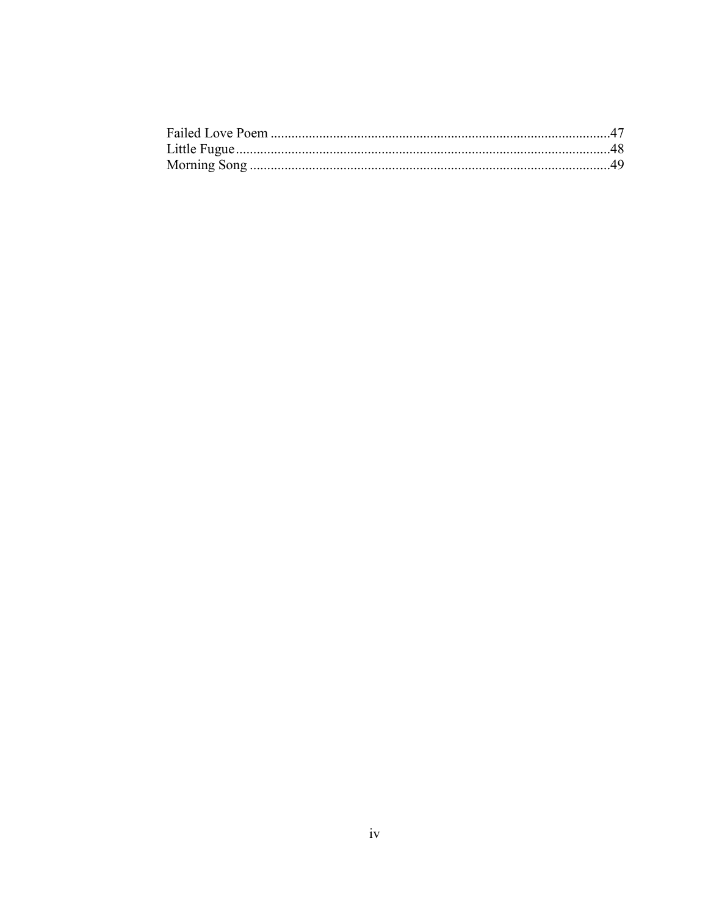Failed Love Poem ..........................................................................................47
Little Fugue...................................................................................................48
Morning Song ................................................................................................49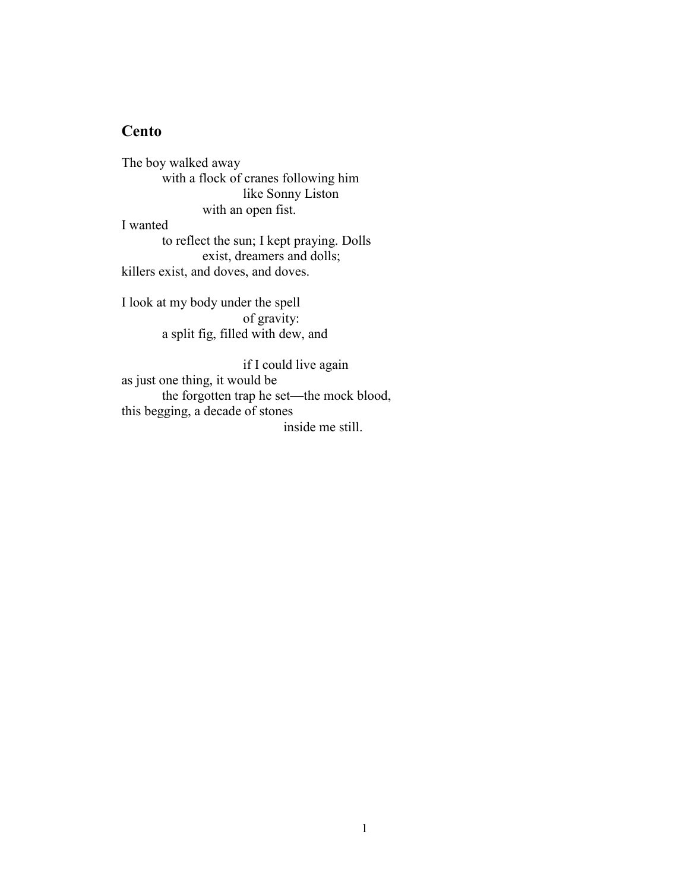## Cento

The boy walked away  
          with a flock of cranes following him  
                    like Sonny Liston  
               with an open fist.  
I wanted  
          to reflect the sun; I kept praying. Dolls  
               exist, dreamers and dolls;  
killers exist, and doves, and doves.

I look at my body under the spell  
                    of gravity:  
          a split fig, filled with dew, and

                    if I could live again  
as just one thing, it would be  
          the forgotten trap he set—the mock blood,  
this begging, a decade of stones  
                         inside me still.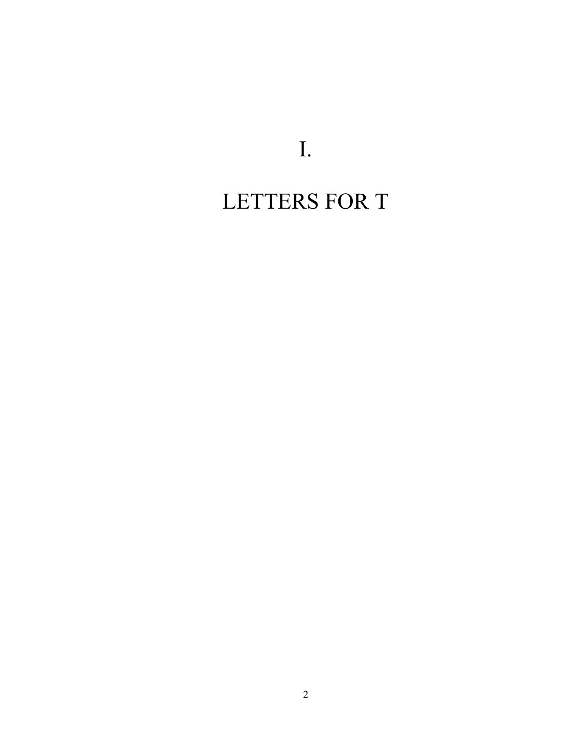# I.

# LETTERS FOR T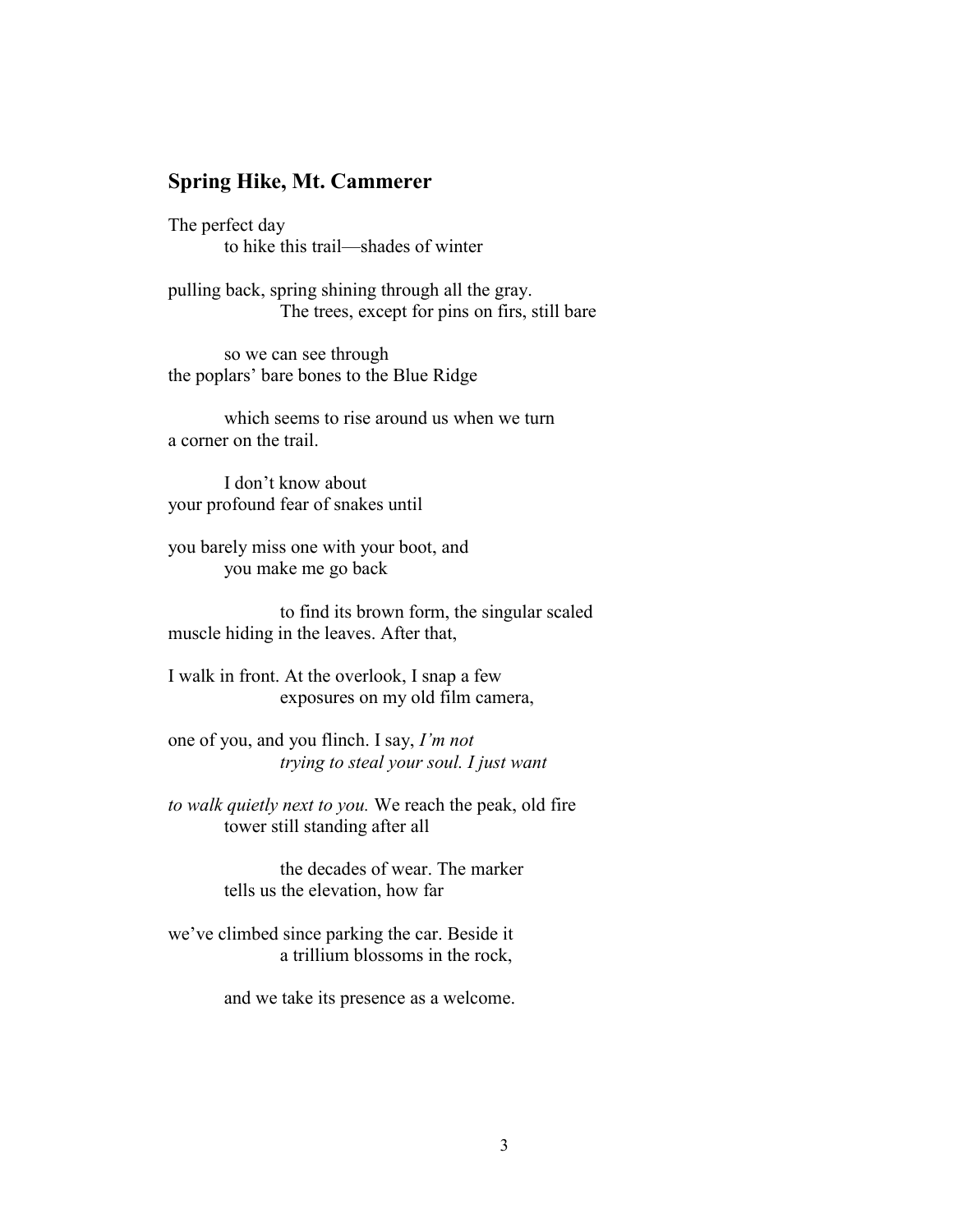## Spring Hike, Mt. Cammerer

The perfect day
  to hike this trail—shades of winter

pulling back, spring shining through all the gray.
    The trees, except for pins on firs, still bare

  so we can see through
the poplars' bare bones to the Blue Ridge

  which seems to rise around us when we turn
a corner on the trail.

  I don't know about
your profound fear of snakes until

you barely miss one with your boot, and
  you make me go back

    to find its brown form, the singular scaled
muscle hiding in the leaves. After that,

I walk in front. At the overlook, I snap a few
    exposures on my old film camera,

one of you, and you flinch. I say, *I'm not*
    *trying to steal your soul. I just want*

*to walk quietly next to you.* We reach the peak, old fire
  tower still standing after all

    the decades of wear. The marker
  tells us the elevation, how far

we've climbed since parking the car. Beside it
    a trillium blossoms in the rock,

  and we take its presence as a welcome.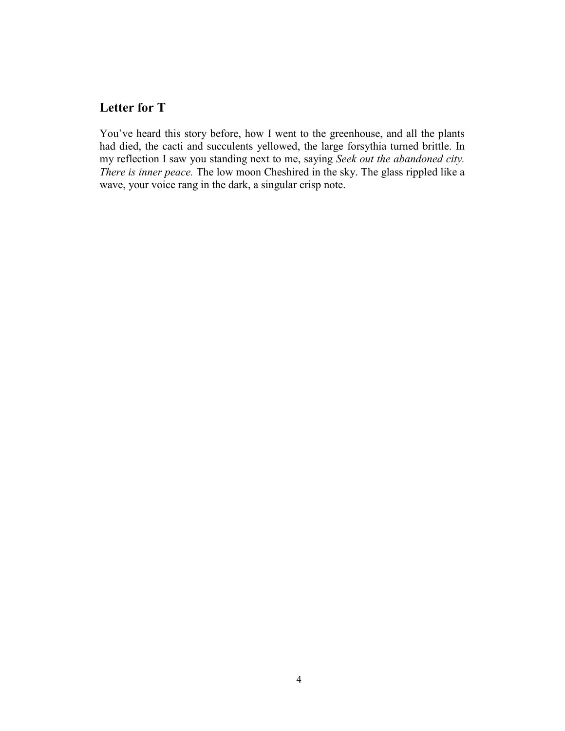## Letter for T

You've heard this story before, how I went to the greenhouse, and all the plants had died, the cacti and succulents yellowed, the large forsythia turned brittle. In my reflection I saw you standing next to me, saying *Seek out the abandoned city. There is inner peace.* The low moon Cheshired in the sky. The glass rippled like a wave, your voice rang in the dark, a singular crisp note.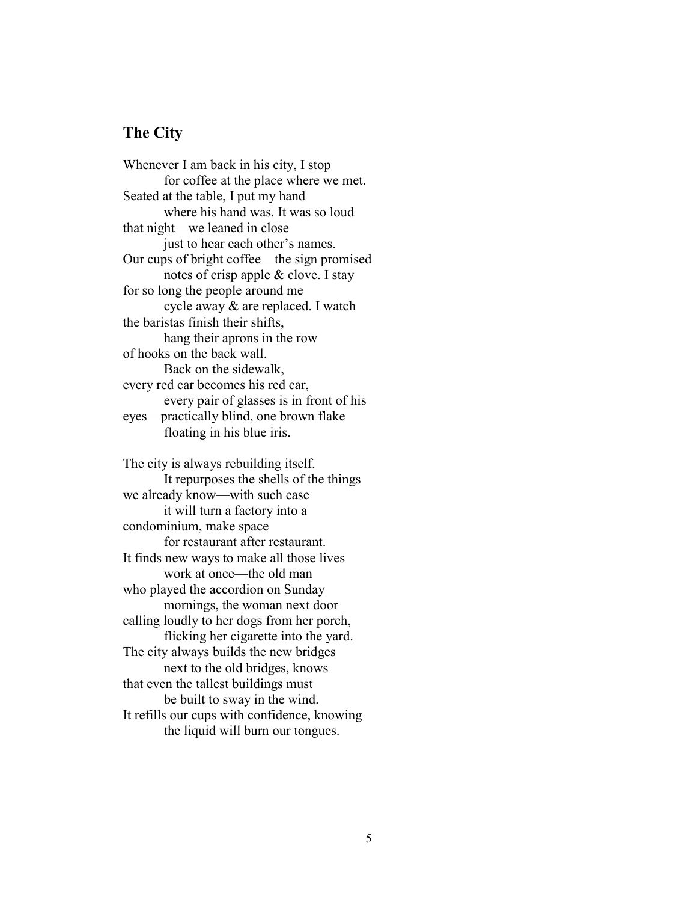## The City

Whenever I am back in his city, I stop
          for coffee at the place where we met.
Seated at the table, I put my hand
          where his hand was. It was so loud
that night—we leaned in close
          just to hear each other's names.
Our cups of bright coffee—the sign promised
          notes of crisp apple & clove. I stay
for so long the people around me
          cycle away & are replaced. I watch
the baristas finish their shifts,
          hang their aprons in the row
of hooks on the back wall.
          Back on the sidewalk,
every red car becomes his red car,
          every pair of glasses is in front of his
eyes—practically blind, one brown flake
          floating in his blue iris.

The city is always rebuilding itself.
          It repurposes the shells of the things
we already know—with such ease
          it will turn a factory into a
condominium, make space
          for restaurant after restaurant.
It finds new ways to make all those lives
          work at once—the old man
who played the accordion on Sunday
          mornings, the woman next door
calling loudly to her dogs from her porch,
          flicking her cigarette into the yard.
The city always builds the new bridges
          next to the old bridges, knows
that even the tallest buildings must
          be built to sway in the wind.
It refills our cups with confidence, knowing
          the liquid will burn our tongues.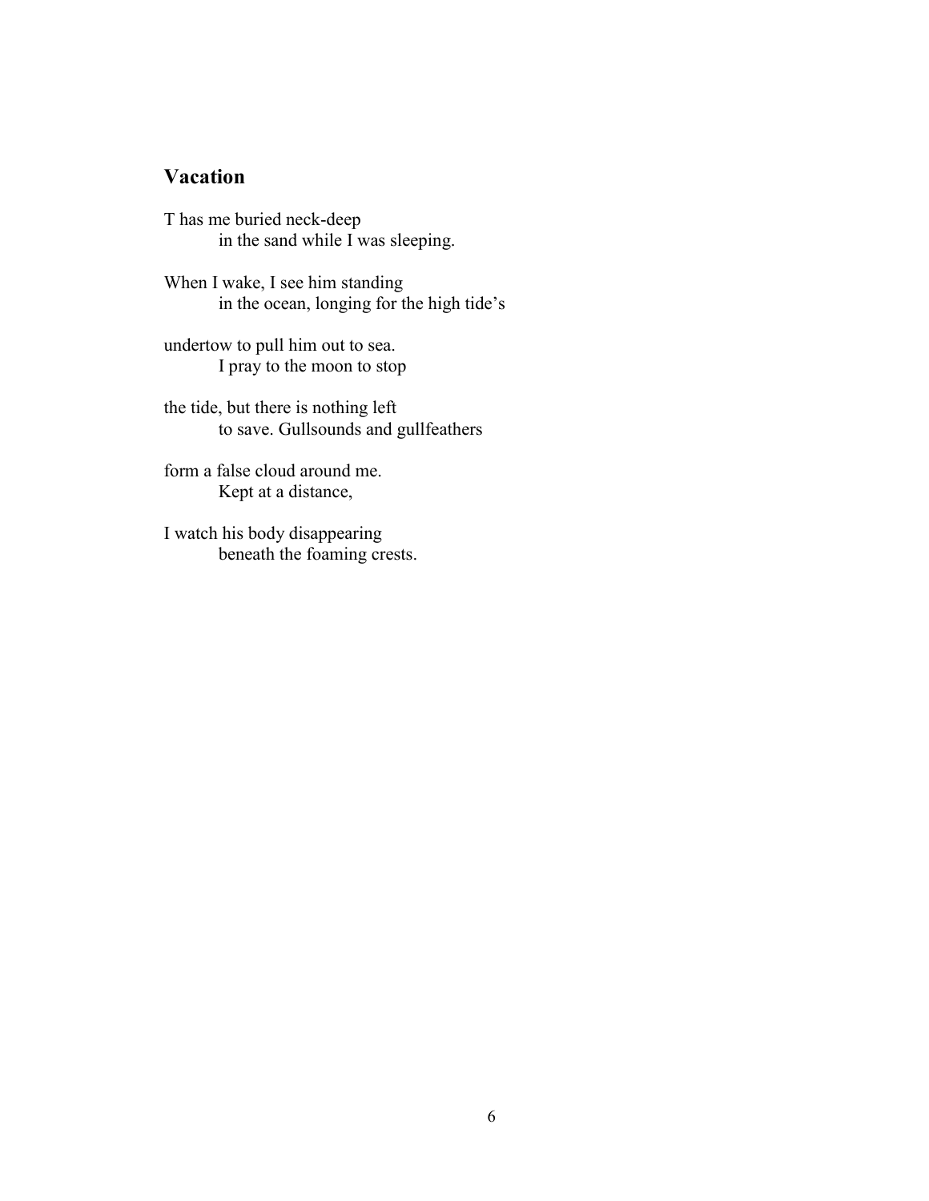## Vacation

T has me buried neck-deep
&nbsp;&nbsp;&nbsp;&nbsp;&nbsp;&nbsp;&nbsp;&nbsp;in the sand while I was sleeping.

When I wake, I see him standing
&nbsp;&nbsp;&nbsp;&nbsp;&nbsp;&nbsp;&nbsp;&nbsp;in the ocean, longing for the high tide's

undertow to pull him out to sea.
&nbsp;&nbsp;&nbsp;&nbsp;&nbsp;&nbsp;&nbsp;&nbsp;I pray to the moon to stop

the tide, but there is nothing left
&nbsp;&nbsp;&nbsp;&nbsp;&nbsp;&nbsp;&nbsp;&nbsp;to save. Gullsounds and gullfeathers

form a false cloud around me.
&nbsp;&nbsp;&nbsp;&nbsp;&nbsp;&nbsp;&nbsp;&nbsp;Kept at a distance,

I watch his body disappearing
&nbsp;&nbsp;&nbsp;&nbsp;&nbsp;&nbsp;&nbsp;&nbsp;beneath the foaming crests.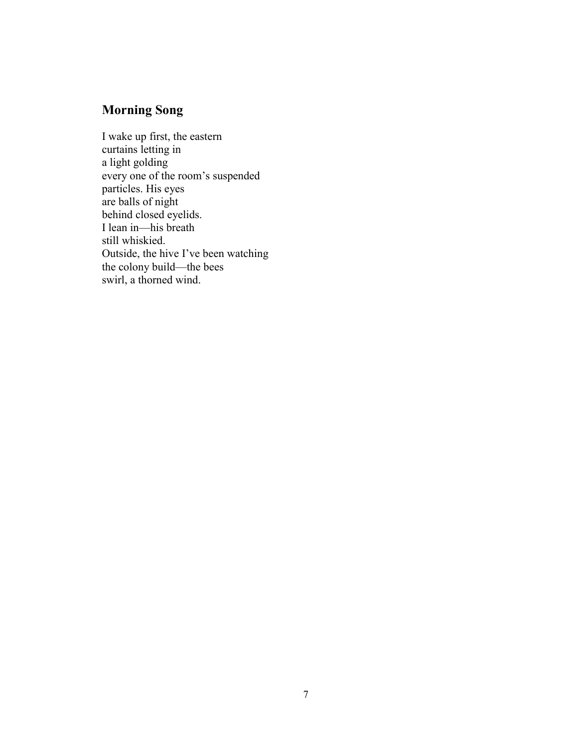## Morning Song

I wake up first, the eastern  
curtains letting in  
a light golding  
every one of the room's suspended  
particles. His eyes  
are balls of night  
behind closed eyelids.  
I lean in—his breath  
still whiskied.  
Outside, the hive I've been watching  
the colony build—the bees  
swirl, a thorned wind.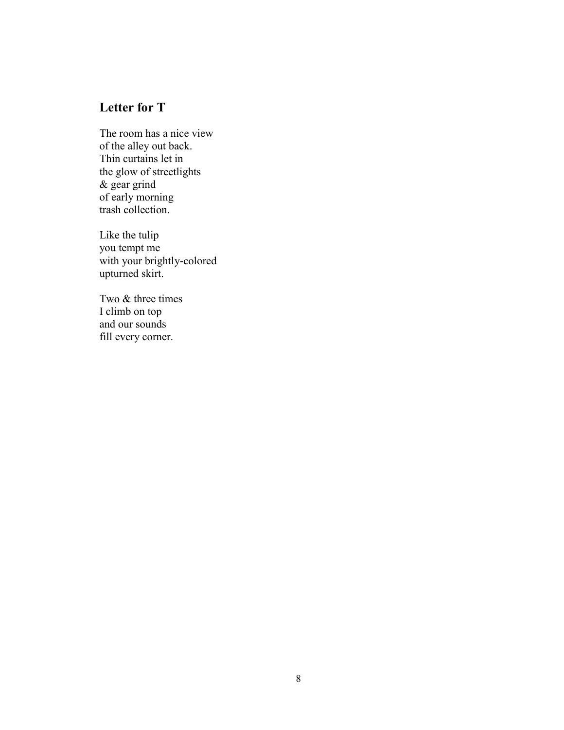## Letter for T

The room has a nice view  
of the alley out back.  
Thin curtains let in  
the glow of streetlights  
& gear grind  
of early morning  
trash collection.

Like the tulip  
you tempt me  
with your brightly-colored  
upturned skirt.

Two & three times  
I climb on top  
and our sounds  
fill every corner.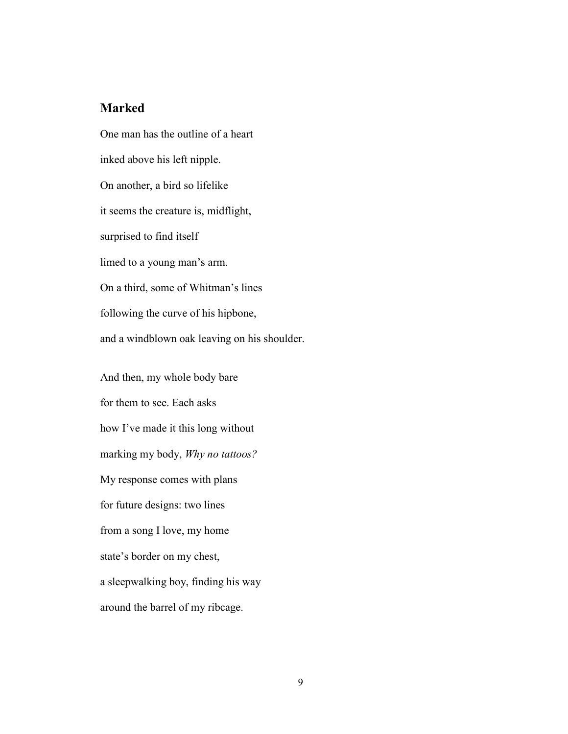## Marked

One man has the outline of a heart

inked above his left nipple.

On another, a bird so lifelike

it seems the creature is, midflight,

surprised to find itself

limed to a young man's arm.

On a third, some of Whitman's lines

following the curve of his hipbone,

and a windblown oak leaving on his shoulder.

And then, my whole body bare

for them to see. Each asks

how I've made it this long without

marking my body, *Why no tattoos?*

My response comes with plans

for future designs: two lines

from a song I love, my home

state's border on my chest,

a sleepwalking boy, finding his way

around the barrel of my ribcage.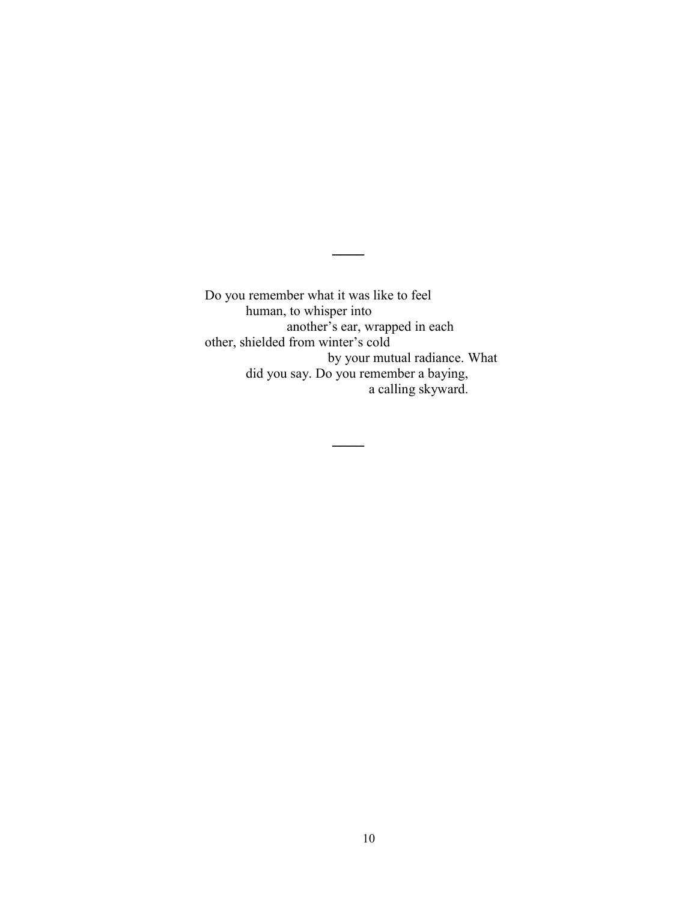——

Do you remember what it was like to feel
          human, to whisper into
                    another's ear, wrapped in each
other, shielded from winter's cold
                              by your mutual radiance. What
          did you say. Do you remember a baying,
                                        a calling skyward.

——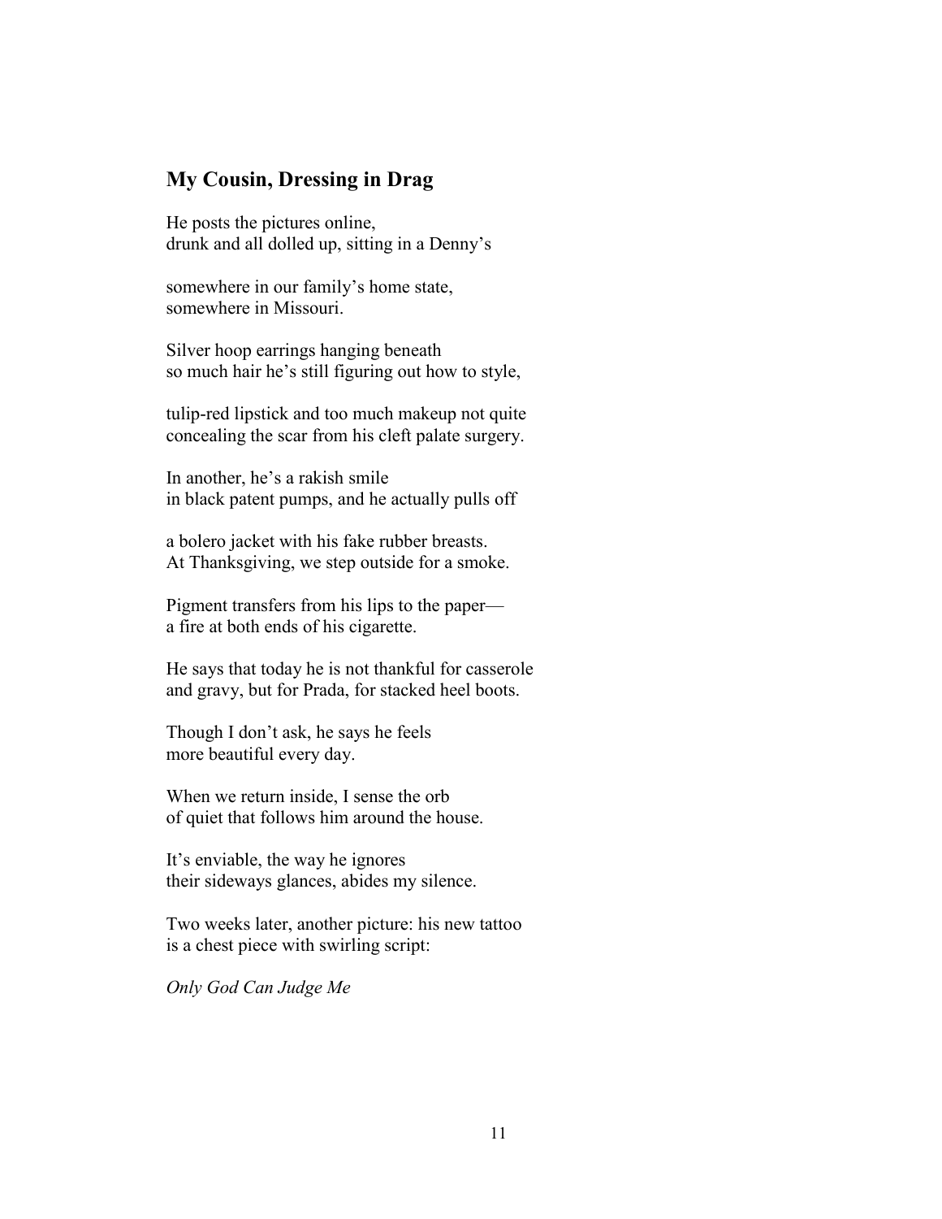## My Cousin, Dressing in Drag

He posts the pictures online,
drunk and all dolled up, sitting in a Denny's

somewhere in our family's home state,
somewhere in Missouri.

Silver hoop earrings hanging beneath
so much hair he's still figuring out how to style,

tulip-red lipstick and too much makeup not quite
concealing the scar from his cleft palate surgery.

In another, he's a rakish smile
in black patent pumps, and he actually pulls off

a bolero jacket with his fake rubber breasts.
At Thanksgiving, we step outside for a smoke.

Pigment transfers from his lips to the paper—
a fire at both ends of his cigarette.

He says that today he is not thankful for casserole
and gravy, but for Prada, for stacked heel boots.

Though I don't ask, he says he feels
more beautiful every day.

When we return inside, I sense the orb
of quiet that follows him around the house.

It's enviable, the way he ignores
their sideways glances, abides my silence.

Two weeks later, another picture: his new tattoo
is a chest piece with swirling script:

*Only God Can Judge Me*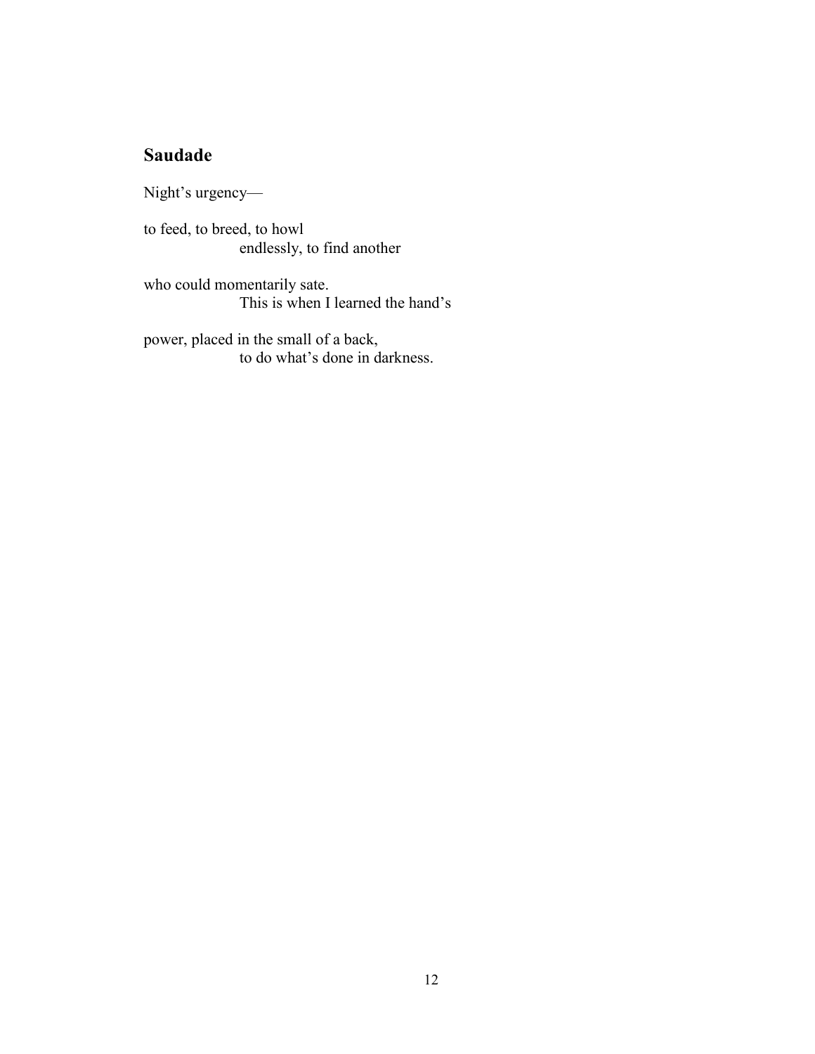## Saudade

Night's urgency—

to feed, to breed, to howl  
                    endlessly, to find another

who could momentarily sate.  
                    This is when I learned the hand's

power, placed in the small of a back,  
                    to do what's done in darkness.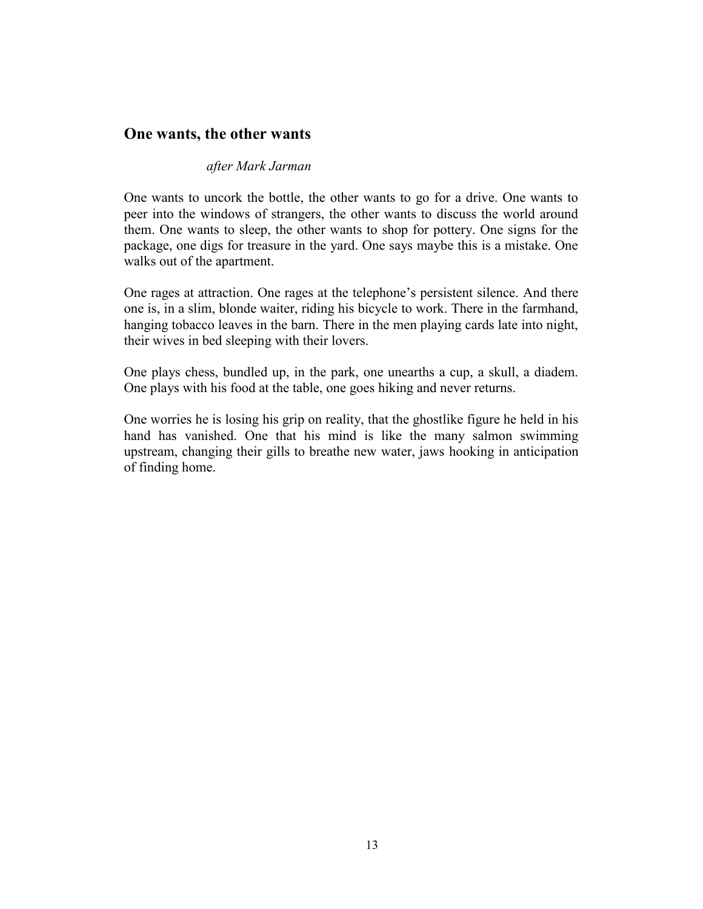## One wants, the other wants

*after Mark Jarman*

One wants to uncork the bottle, the other wants to go for a drive. One wants to peer into the windows of strangers, the other wants to discuss the world around them. One wants to sleep, the other wants to shop for pottery. One signs for the package, one digs for treasure in the yard. One says maybe this is a mistake. One walks out of the apartment.

One rages at attraction. One rages at the telephone's persistent silence. And there one is, in a slim, blonde waiter, riding his bicycle to work. There in the farmhand, hanging tobacco leaves in the barn. There in the men playing cards late into night, their wives in bed sleeping with their lovers.

One plays chess, bundled up, in the park, one unearths a cup, a skull, a diadem. One plays with his food at the table, one goes hiking and never returns.

One worries he is losing his grip on reality, that the ghostlike figure he held in his hand has vanished. One that his mind is like the many salmon swimming upstream, changing their gills to breathe new water, jaws hooking in anticipation of finding home.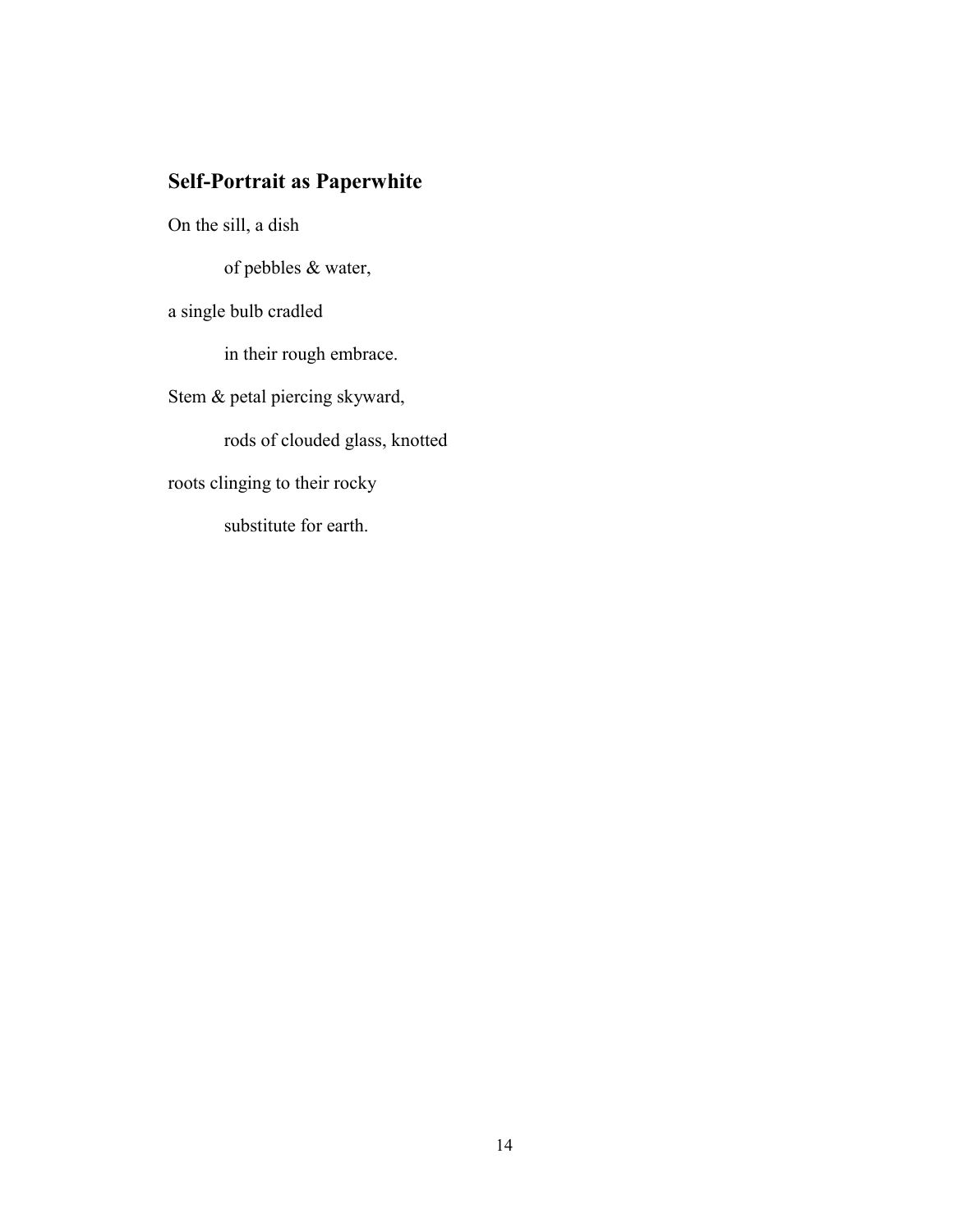## Self-Portrait as Paperwhite

On the sill, a dish

&nbsp;&nbsp;&nbsp;&nbsp;&nbsp;&nbsp;&nbsp;&nbsp;of pebbles & water,

a single bulb cradled

&nbsp;&nbsp;&nbsp;&nbsp;&nbsp;&nbsp;&nbsp;&nbsp;in their rough embrace.

Stem & petal piercing skyward,

&nbsp;&nbsp;&nbsp;&nbsp;&nbsp;&nbsp;&nbsp;&nbsp;rods of clouded glass, knotted

roots clinging to their rocky

&nbsp;&nbsp;&nbsp;&nbsp;&nbsp;&nbsp;&nbsp;&nbsp;substitute for earth.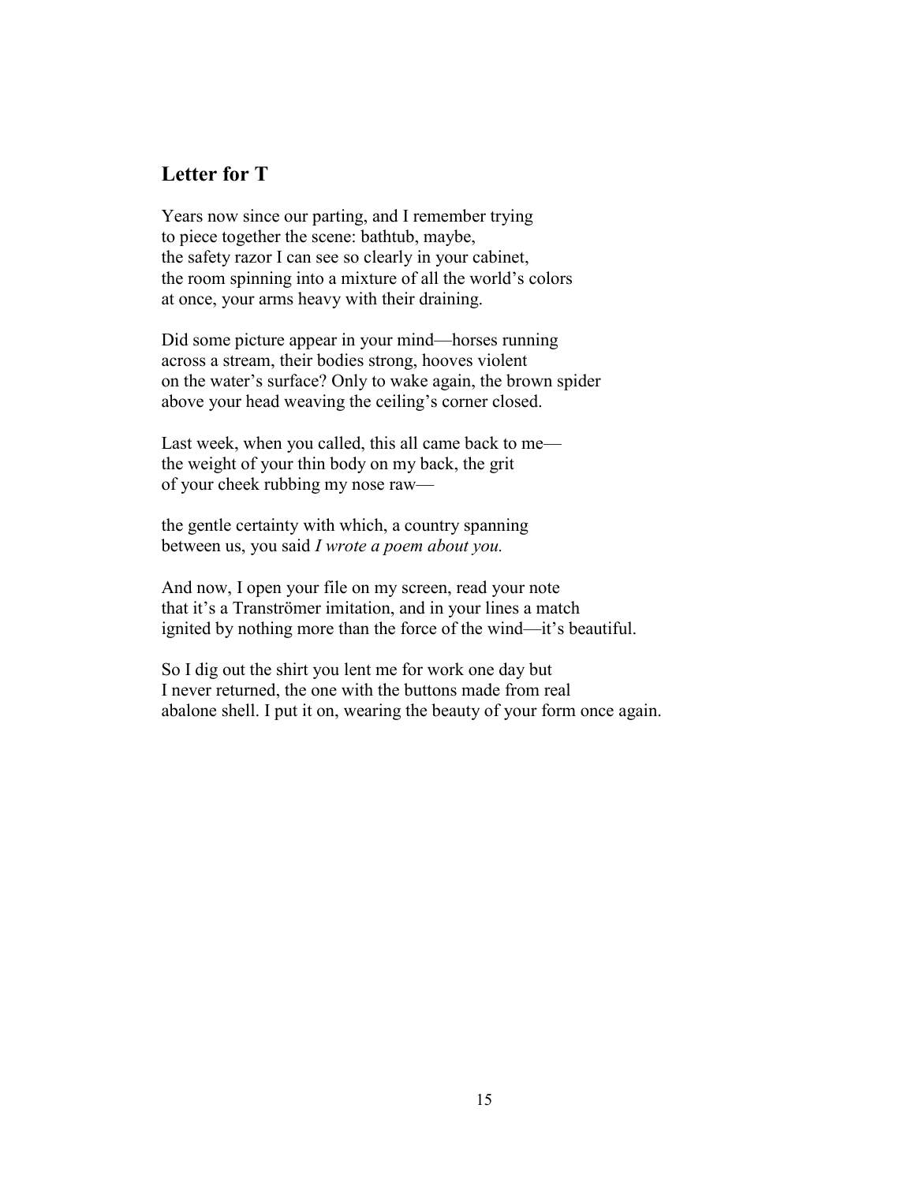## Letter for T

Years now since our parting, and I remember trying
to piece together the scene: bathtub, maybe,
the safety razor I can see so clearly in your cabinet,
the room spinning into a mixture of all the world's colors
at once, your arms heavy with their draining.

Did some picture appear in your mind—horses running
across a stream, their bodies strong, hooves violent
on the water's surface? Only to wake again, the brown spider
above your head weaving the ceiling's corner closed.

Last week, when you called, this all came back to me—
the weight of your thin body on my back, the grit
of your cheek rubbing my nose raw—

the gentle certainty with which, a country spanning
between us, you said *I wrote a poem about you.*

And now, I open your file on my screen, read your note
that it's a Tranströmer imitation, and in your lines a match
ignited by nothing more than the force of the wind—it's beautiful.

So I dig out the shirt you lent me for work one day but
I never returned, the one with the buttons made from real
abalone shell. I put it on, wearing the beauty of your form once again.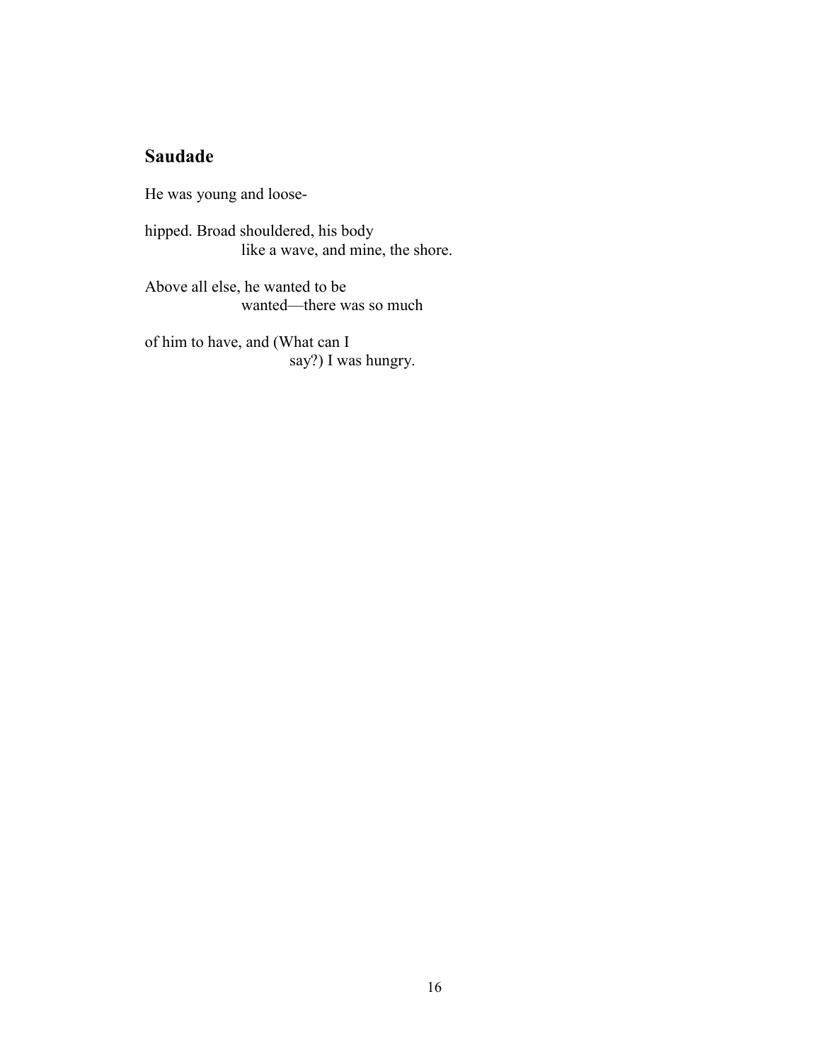## Saudade

He was young and loose-

hipped. Broad shouldered, his body
                  like a wave, and mine, the shore.

Above all else, he wanted to be
                  wanted—there was so much

of him to have, and (What can I
                              say?) I was hungry.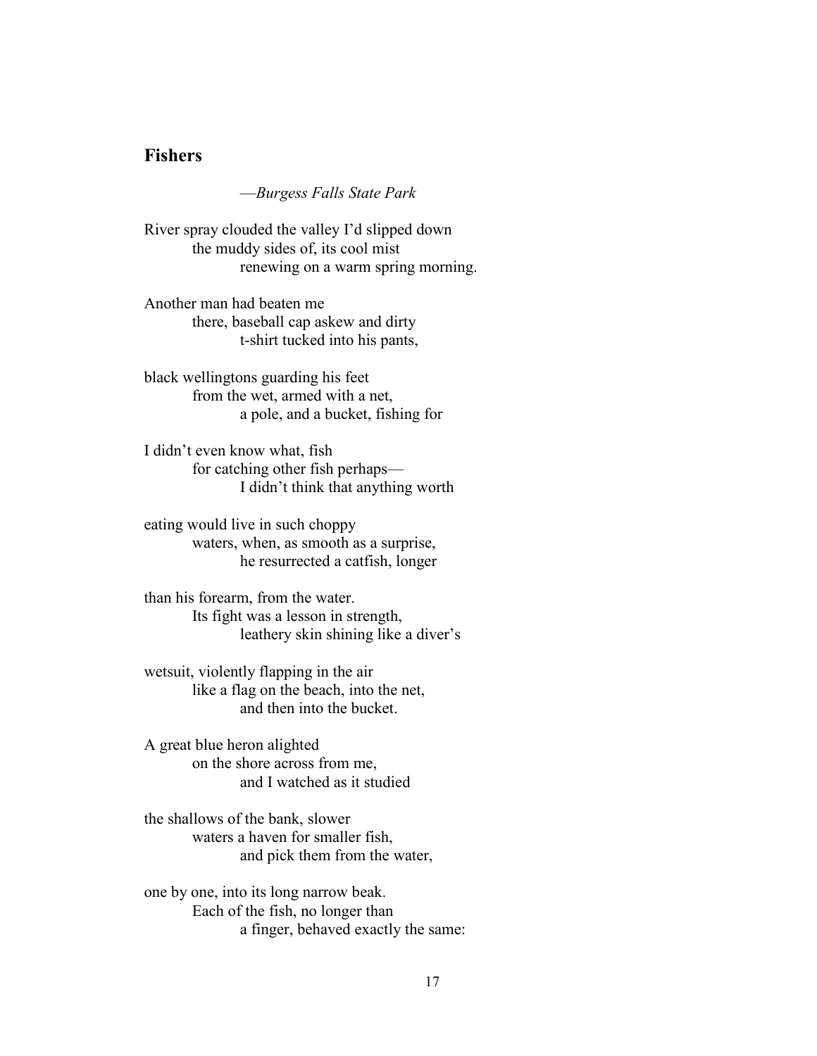## Fishers

*—Burgess Falls State Park*

River spray clouded the valley I'd slipped down
    the muddy sides of, its cool mist
        renewing on a warm spring morning.

Another man had beaten me
    there, baseball cap askew and dirty
        t-shirt tucked into his pants,

black wellingtons guarding his feet
    from the wet, armed with a net,
        a pole, and a bucket, fishing for

I didn't even know what, fish
    for catching other fish perhaps—
        I didn't think that anything worth

eating would live in such choppy
    waters, when, as smooth as a surprise,
        he resurrected a catfish, longer

than his forearm, from the water.
    Its fight was a lesson in strength,
        leathery skin shining like a diver's

wetsuit, violently flapping in the air
    like a flag on the beach, into the net,
        and then into the bucket.

A great blue heron alighted
    on the shore across from me,
        and I watched as it studied

the shallows of the bank, slower
    waters a haven for smaller fish,
        and pick them from the water,

one by one, into its long narrow beak.
    Each of the fish, no longer than
        a finger, behaved exactly the same: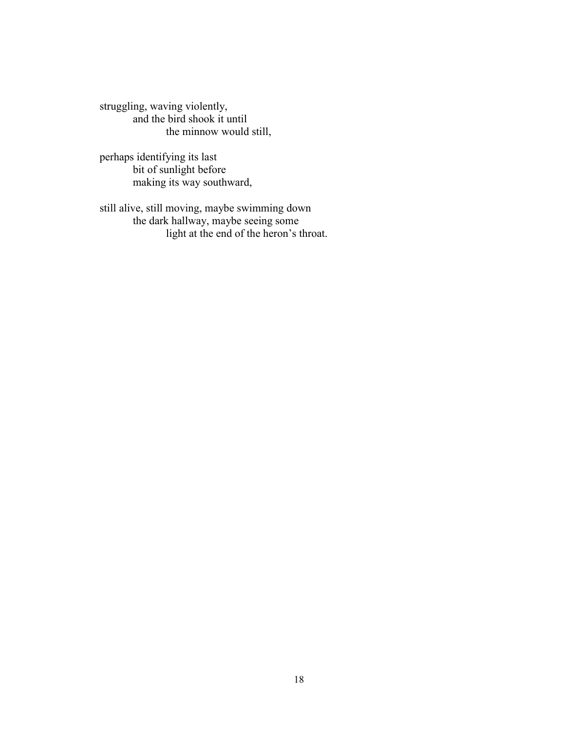struggling, waving violently,
&nbsp;&nbsp;&nbsp;&nbsp;&nbsp;&nbsp;&nbsp;&nbsp;and the bird shook it until
&nbsp;&nbsp;&nbsp;&nbsp;&nbsp;&nbsp;&nbsp;&nbsp;&nbsp;&nbsp;&nbsp;&nbsp;&nbsp;&nbsp;&nbsp;&nbsp;the minnow would still,

perhaps identifying its last
&nbsp;&nbsp;&nbsp;&nbsp;&nbsp;&nbsp;&nbsp;&nbsp;bit of sunlight before
&nbsp;&nbsp;&nbsp;&nbsp;&nbsp;&nbsp;&nbsp;&nbsp;making its way southward,

still alive, still moving, maybe swimming down
&nbsp;&nbsp;&nbsp;&nbsp;&nbsp;&nbsp;&nbsp;&nbsp;the dark hallway, maybe seeing some
&nbsp;&nbsp;&nbsp;&nbsp;&nbsp;&nbsp;&nbsp;&nbsp;&nbsp;&nbsp;&nbsp;&nbsp;&nbsp;&nbsp;&nbsp;&nbsp;light at the end of the heron's throat.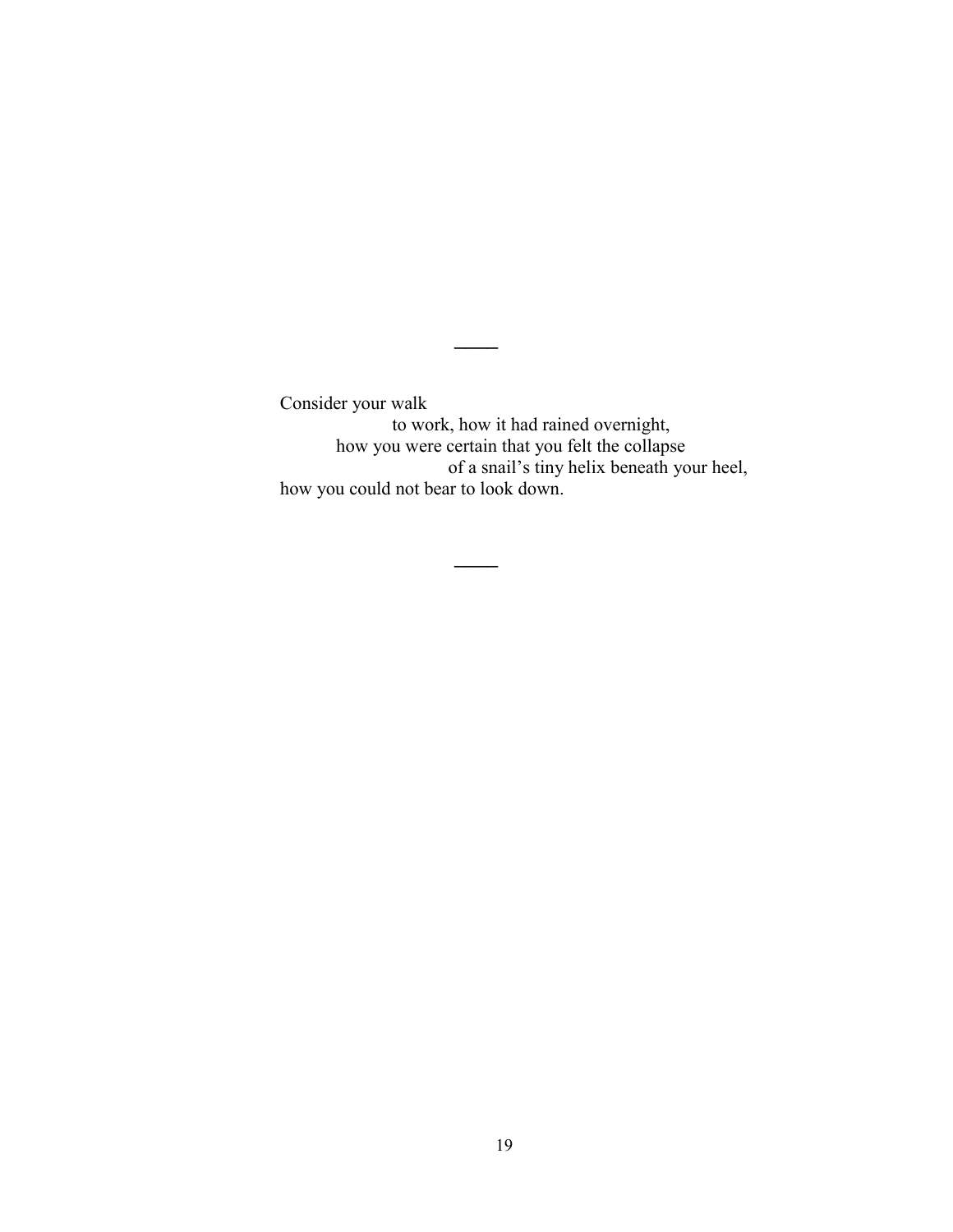——

Consider your walk
                    to work, how it had rained overnight,
          how you were certain that you felt the collapse
                              of a snail's tiny helix beneath your heel,
how you could not bear to look down.

——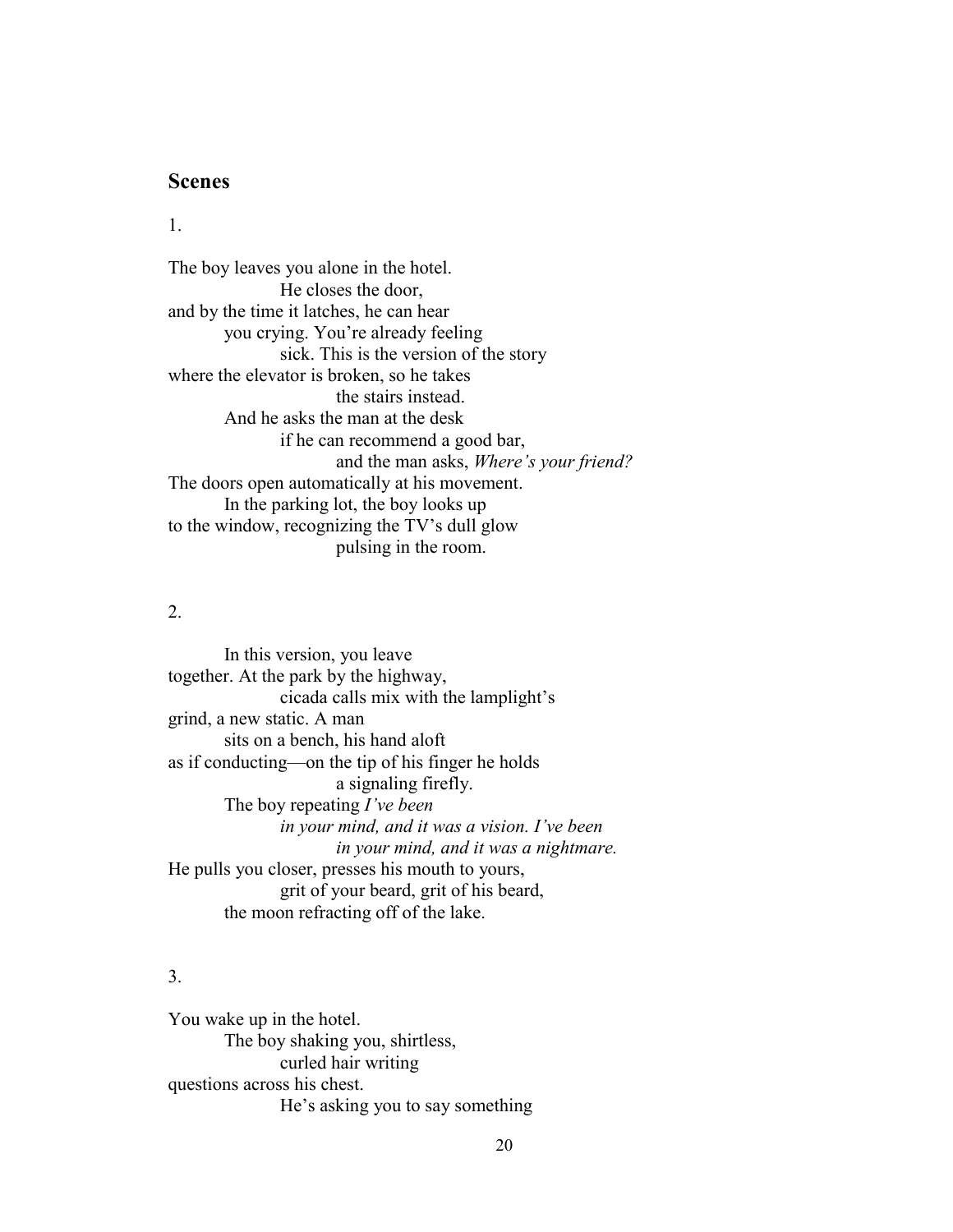## Scenes

1.

The boy leaves you alone in the hotel.
He closes the door,
and by the time it latches, he can hear
you crying. You're already feeling
sick. This is the version of the story
where the elevator is broken, so he takes
the stairs instead.
And he asks the man at the desk
if he can recommend a good bar,
and the man asks, *Where's your friend?*
The doors open automatically at his movement.
In the parking lot, the boy looks up
to the window, recognizing the TV's dull glow
pulsing in the room.

2.

In this version, you leave
together. At the park by the highway,
cicada calls mix with the lamplight's
grind, a new static. A man
sits on a bench, his hand aloft
as if conducting—on the tip of his finger he holds
a signaling firefly.
The boy repeating *I've been*
*in your mind, and it was a vision. I've been*
*in your mind, and it was a nightmare.*
He pulls you closer, presses his mouth to yours,
grit of your beard, grit of his beard,
the moon refracting off of the lake.

3.

You wake up in the hotel.
The boy shaking you, shirtless,
curled hair writing
questions across his chest.
He's asking you to say something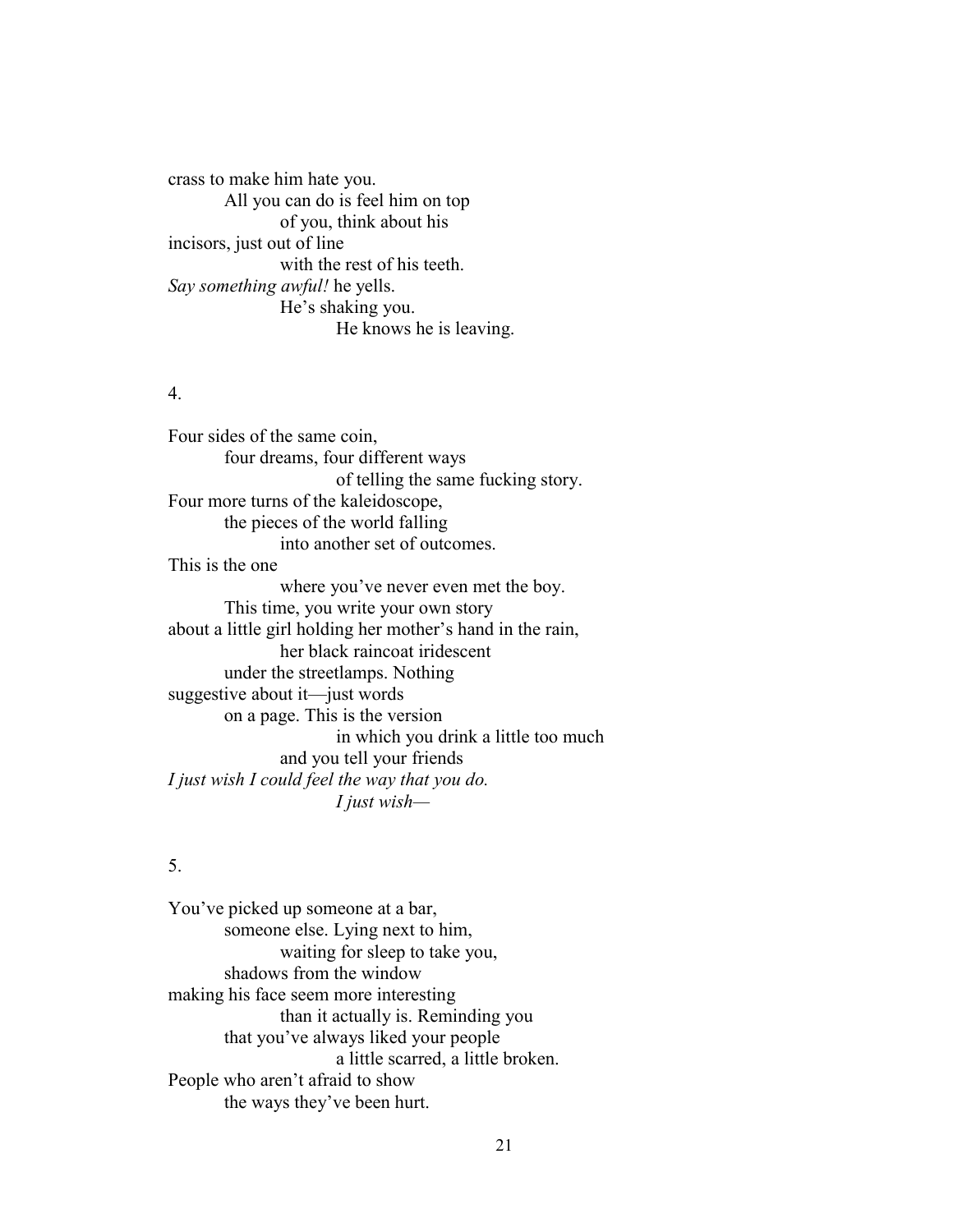crass to make him hate you.
All you can do is feel him on top
of you, think about his
incisors, just out of line
with the rest of his teeth.
*Say something awful!* he yells.
He's shaking you.
He knows he is leaving.

4.

Four sides of the same coin,
four dreams, four different ways
of telling the same fucking story.
Four more turns of the kaleidoscope,
the pieces of the world falling
into another set of outcomes.
This is the one
where you've never even met the boy.
This time, you write your own story
about a little girl holding her mother's hand in the rain,
her black raincoat iridescent
under the streetlamps. Nothing
suggestive about it—just words
on a page. This is the version
in which you drink a little too much
and you tell your friends
*I just wish I could feel the way that you do.*
*I just wish—*

5.

You've picked up someone at a bar,
someone else. Lying next to him,
waiting for sleep to take you,
shadows from the window
making his face seem more interesting
than it actually is. Reminding you
that you've always liked your people
a little scarred, a little broken.
People who aren't afraid to show
the ways they've been hurt.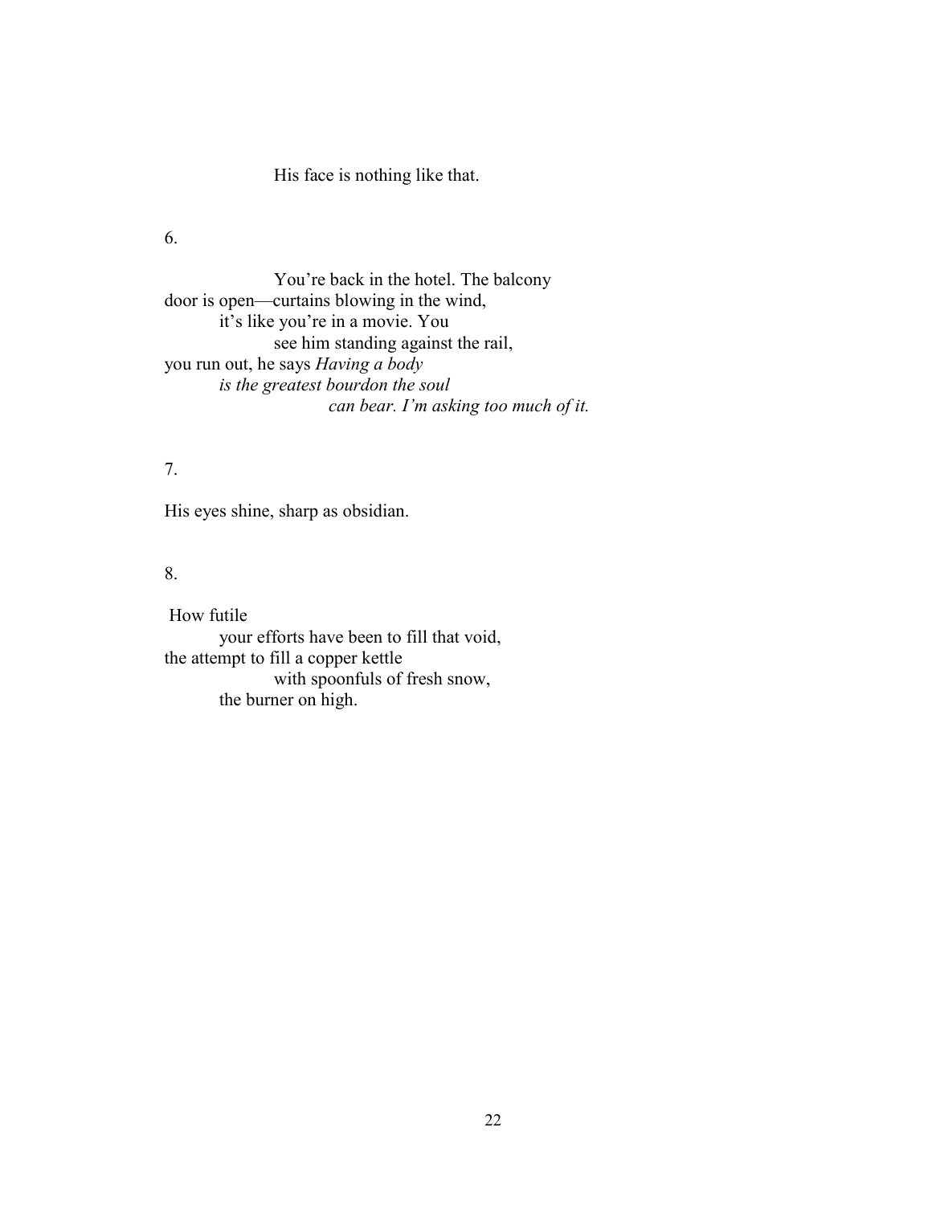His face is nothing like that.

6.

You're back in the hotel. The balcony
door is open—curtains blowing in the wind,
it's like you're in a movie. You
see him standing against the rail,
you run out, he says *Having a body*
*is the greatest bourdon the soul*
*can bear. I'm asking too much of it.*

7.

His eyes shine, sharp as obsidian.

8.

How futile
your efforts have been to fill that void,
the attempt to fill a copper kettle
with spoonfuls of fresh snow,
the burner on high.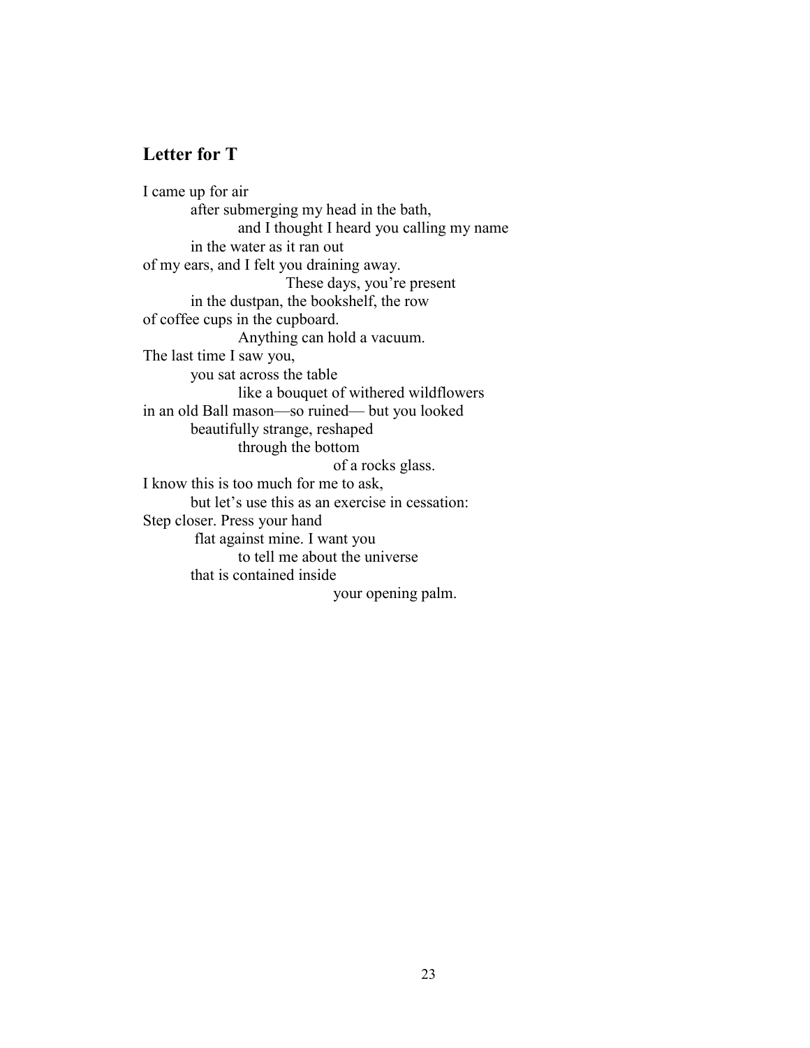## Letter for T

I came up for air  
&nbsp;&nbsp;&nbsp;&nbsp;&nbsp;&nbsp;&nbsp;&nbsp;after submerging my head in the bath,  
&nbsp;&nbsp;&nbsp;&nbsp;&nbsp;&nbsp;&nbsp;&nbsp;&nbsp;&nbsp;&nbsp;&nbsp;&nbsp;&nbsp;&nbsp;&nbsp;and I thought I heard you calling my name  
&nbsp;&nbsp;&nbsp;&nbsp;&nbsp;&nbsp;&nbsp;&nbsp;in the water as it ran out  
of my ears, and I felt you draining away.  
&nbsp;&nbsp;&nbsp;&nbsp;&nbsp;&nbsp;&nbsp;&nbsp;&nbsp;&nbsp;&nbsp;&nbsp;&nbsp;&nbsp;&nbsp;&nbsp;&nbsp;&nbsp;&nbsp;&nbsp;&nbsp;&nbsp;&nbsp;&nbsp;These days, you're present  
&nbsp;&nbsp;&nbsp;&nbsp;&nbsp;&nbsp;&nbsp;&nbsp;in the dustpan, the bookshelf, the row  
of coffee cups in the cupboard.  
&nbsp;&nbsp;&nbsp;&nbsp;&nbsp;&nbsp;&nbsp;&nbsp;&nbsp;&nbsp;&nbsp;&nbsp;&nbsp;&nbsp;&nbsp;&nbsp;Anything can hold a vacuum.  
The last time I saw you,  
&nbsp;&nbsp;&nbsp;&nbsp;&nbsp;&nbsp;&nbsp;&nbsp;you sat across the table  
&nbsp;&nbsp;&nbsp;&nbsp;&nbsp;&nbsp;&nbsp;&nbsp;&nbsp;&nbsp;&nbsp;&nbsp;&nbsp;&nbsp;&nbsp;&nbsp;like a bouquet of withered wildflowers  
in an old Ball mason—so ruined— but you looked  
&nbsp;&nbsp;&nbsp;&nbsp;&nbsp;&nbsp;&nbsp;&nbsp;beautifully strange, reshaped  
&nbsp;&nbsp;&nbsp;&nbsp;&nbsp;&nbsp;&nbsp;&nbsp;&nbsp;&nbsp;&nbsp;&nbsp;&nbsp;&nbsp;&nbsp;&nbsp;through the bottom  
&nbsp;&nbsp;&nbsp;&nbsp;&nbsp;&nbsp;&nbsp;&nbsp;&nbsp;&nbsp;&nbsp;&nbsp;&nbsp;&nbsp;&nbsp;&nbsp;&nbsp;&nbsp;&nbsp;&nbsp;&nbsp;&nbsp;&nbsp;&nbsp;&nbsp;&nbsp;&nbsp;&nbsp;&nbsp;&nbsp;&nbsp;&nbsp;of a rocks glass.  
I know this is too much for me to ask,  
&nbsp;&nbsp;&nbsp;&nbsp;&nbsp;&nbsp;&nbsp;&nbsp;but let's use this as an exercise in cessation:  
Step closer. Press your hand  
&nbsp;&nbsp;&nbsp;&nbsp;&nbsp;&nbsp;&nbsp;&nbsp;&nbsp;flat against mine. I want you  
&nbsp;&nbsp;&nbsp;&nbsp;&nbsp;&nbsp;&nbsp;&nbsp;&nbsp;&nbsp;&nbsp;&nbsp;&nbsp;&nbsp;&nbsp;&nbsp;to tell me about the universe  
&nbsp;&nbsp;&nbsp;&nbsp;&nbsp;&nbsp;&nbsp;&nbsp;that is contained inside  
&nbsp;&nbsp;&nbsp;&nbsp;&nbsp;&nbsp;&nbsp;&nbsp;&nbsp;&nbsp;&nbsp;&nbsp;&nbsp;&nbsp;&nbsp;&nbsp;&nbsp;&nbsp;&nbsp;&nbsp;&nbsp;&nbsp;&nbsp;&nbsp;&nbsp;&nbsp;&nbsp;&nbsp;&nbsp;&nbsp;&nbsp;&nbsp;your opening palm.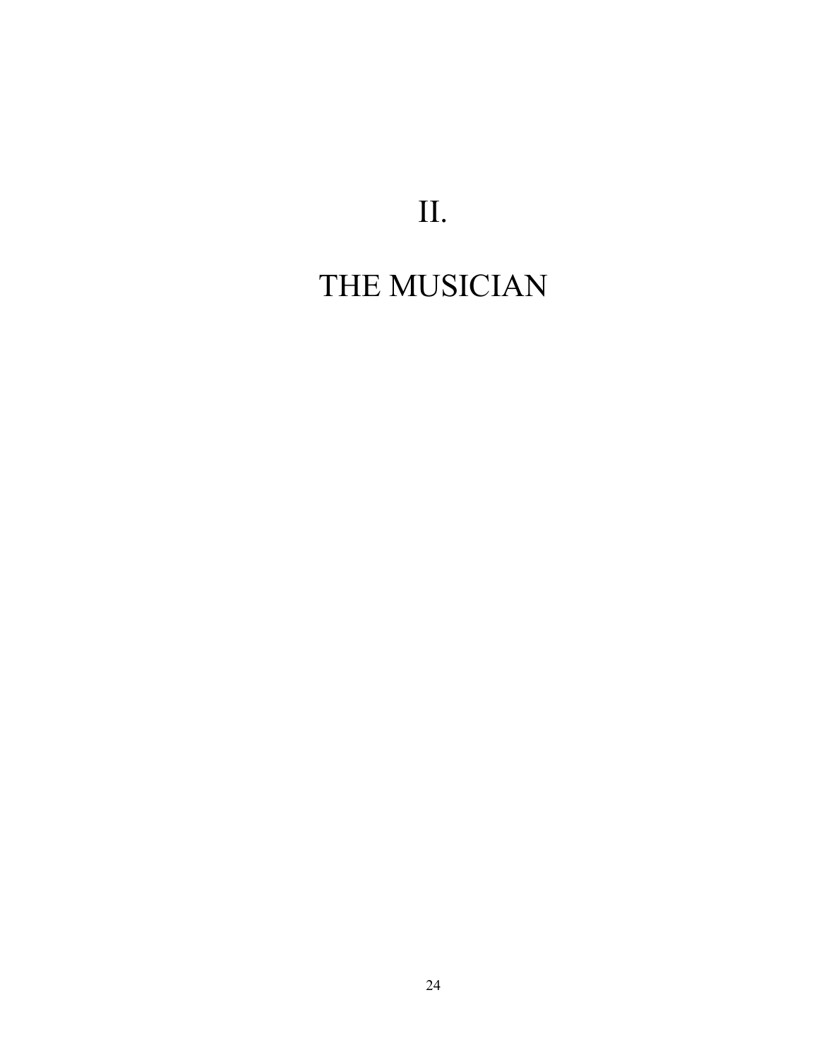# II.

# THE MUSICIAN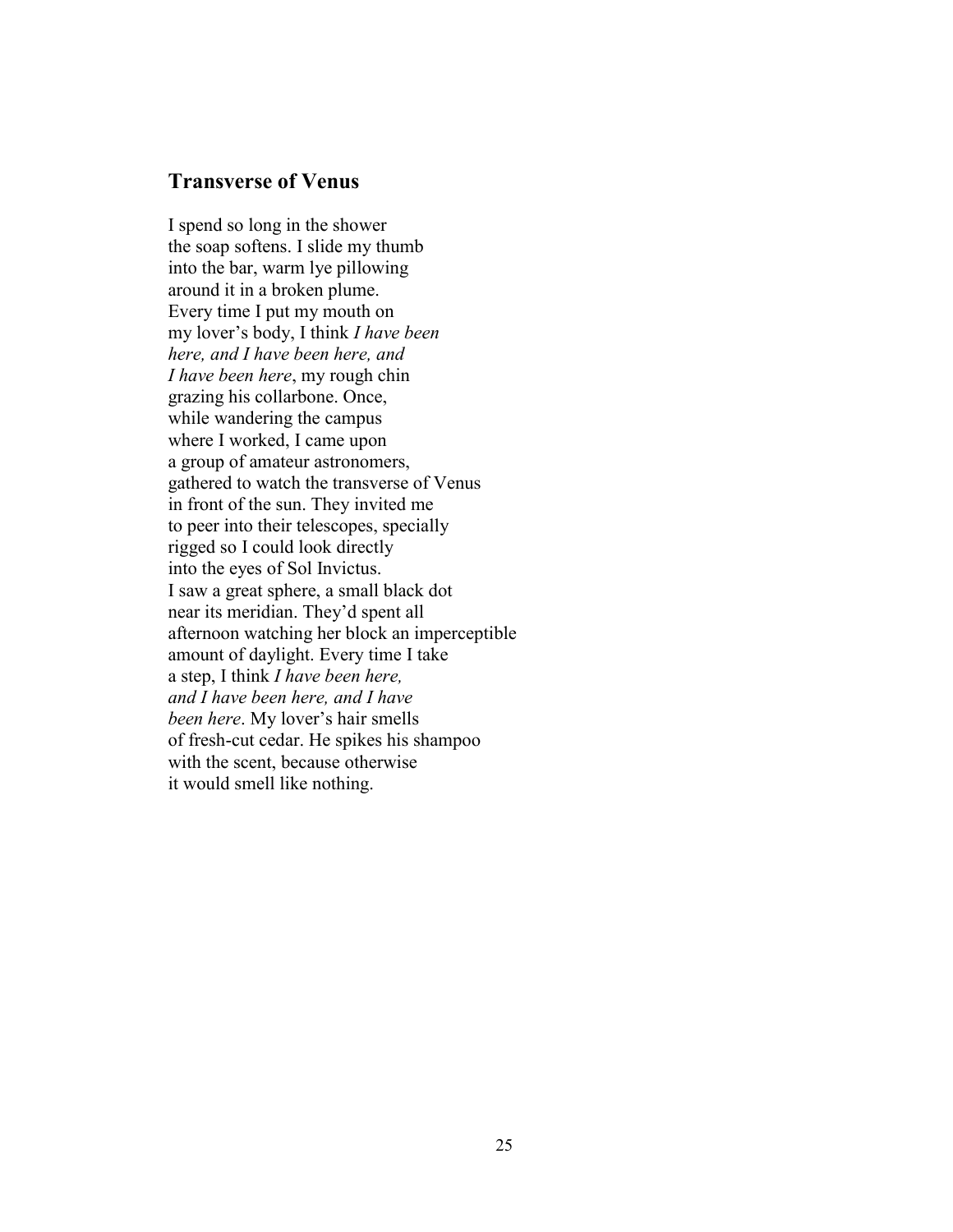## Transverse of Venus

I spend so long in the shower  
the soap softens. I slide my thumb  
into the bar, warm lye pillowing  
around it in a broken plume.  
Every time I put my mouth on  
my lover's body, I think *I have been*  
*here, and I have been here, and*  
*I have been here*, my rough chin  
grazing his collarbone. Once,  
while wandering the campus  
where I worked, I came upon  
a group of amateur astronomers,  
gathered to watch the transverse of Venus  
in front of the sun. They invited me  
to peer into their telescopes, specially  
rigged so I could look directly  
into the eyes of Sol Invictus.  
I saw a great sphere, a small black dot  
near its meridian. They'd spent all  
afternoon watching her block an imperceptible  
amount of daylight. Every time I take  
a step, I think *I have been here,*  
*and I have been here, and I have*  
*been here*. My lover's hair smells  
of fresh-cut cedar. He spikes his shampoo  
with the scent, because otherwise  
it would smell like nothing.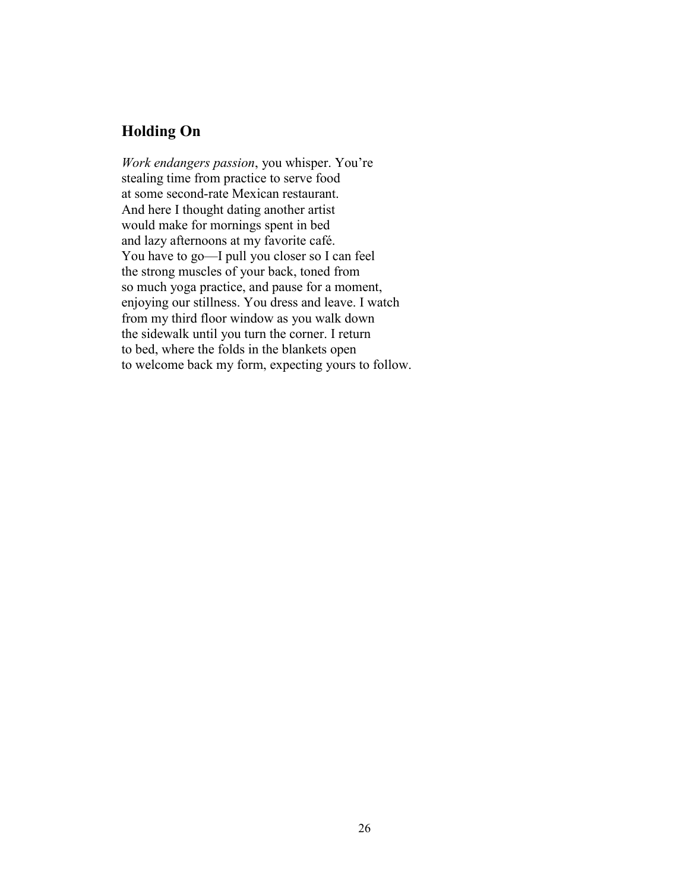## Holding On

*Work endangers passion*, you whisper. You're
stealing time from practice to serve food
at some second-rate Mexican restaurant.
And here I thought dating another artist
would make for mornings spent in bed
and lazy afternoons at my favorite café.
You have to go—I pull you closer so I can feel
the strong muscles of your back, toned from
so much yoga practice, and pause for a moment,
enjoying our stillness. You dress and leave. I watch
from my third floor window as you walk down
the sidewalk until you turn the corner. I return
to bed, where the folds in the blankets open
to welcome back my form, expecting yours to follow.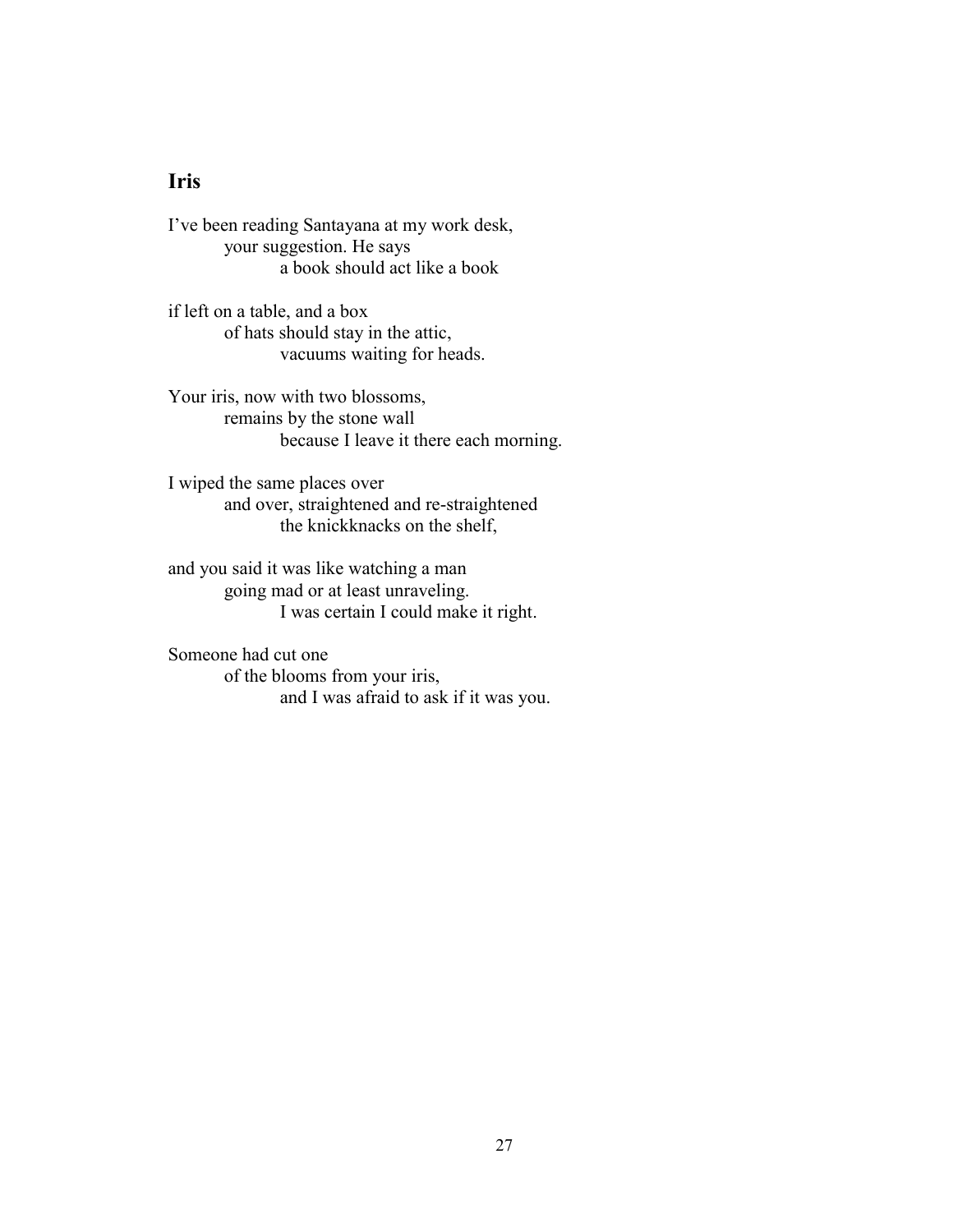## Iris

I've been reading Santayana at my work desk,
&nbsp;&nbsp;&nbsp;&nbsp;&nbsp;&nbsp;&nbsp;&nbsp;your suggestion. He says
&nbsp;&nbsp;&nbsp;&nbsp;&nbsp;&nbsp;&nbsp;&nbsp;&nbsp;&nbsp;&nbsp;&nbsp;&nbsp;&nbsp;&nbsp;&nbsp;a book should act like a book

if left on a table, and a box
&nbsp;&nbsp;&nbsp;&nbsp;&nbsp;&nbsp;&nbsp;&nbsp;of hats should stay in the attic,
&nbsp;&nbsp;&nbsp;&nbsp;&nbsp;&nbsp;&nbsp;&nbsp;&nbsp;&nbsp;&nbsp;&nbsp;&nbsp;&nbsp;&nbsp;&nbsp;vacuums waiting for heads.

Your iris, now with two blossoms,
&nbsp;&nbsp;&nbsp;&nbsp;&nbsp;&nbsp;&nbsp;&nbsp;remains by the stone wall
&nbsp;&nbsp;&nbsp;&nbsp;&nbsp;&nbsp;&nbsp;&nbsp;&nbsp;&nbsp;&nbsp;&nbsp;&nbsp;&nbsp;&nbsp;&nbsp;because I leave it there each morning.

I wiped the same places over
&nbsp;&nbsp;&nbsp;&nbsp;&nbsp;&nbsp;&nbsp;&nbsp;and over, straightened and re-straightened
&nbsp;&nbsp;&nbsp;&nbsp;&nbsp;&nbsp;&nbsp;&nbsp;&nbsp;&nbsp;&nbsp;&nbsp;&nbsp;&nbsp;&nbsp;&nbsp;the knickknacks on the shelf,

and you said it was like watching a man
&nbsp;&nbsp;&nbsp;&nbsp;&nbsp;&nbsp;&nbsp;&nbsp;going mad or at least unraveling.
&nbsp;&nbsp;&nbsp;&nbsp;&nbsp;&nbsp;&nbsp;&nbsp;&nbsp;&nbsp;&nbsp;&nbsp;&nbsp;&nbsp;&nbsp;&nbsp;I was certain I could make it right.

Someone had cut one
&nbsp;&nbsp;&nbsp;&nbsp;&nbsp;&nbsp;&nbsp;&nbsp;of the blooms from your iris,
&nbsp;&nbsp;&nbsp;&nbsp;&nbsp;&nbsp;&nbsp;&nbsp;&nbsp;&nbsp;&nbsp;&nbsp;&nbsp;&nbsp;&nbsp;&nbsp;and I was afraid to ask if it was you.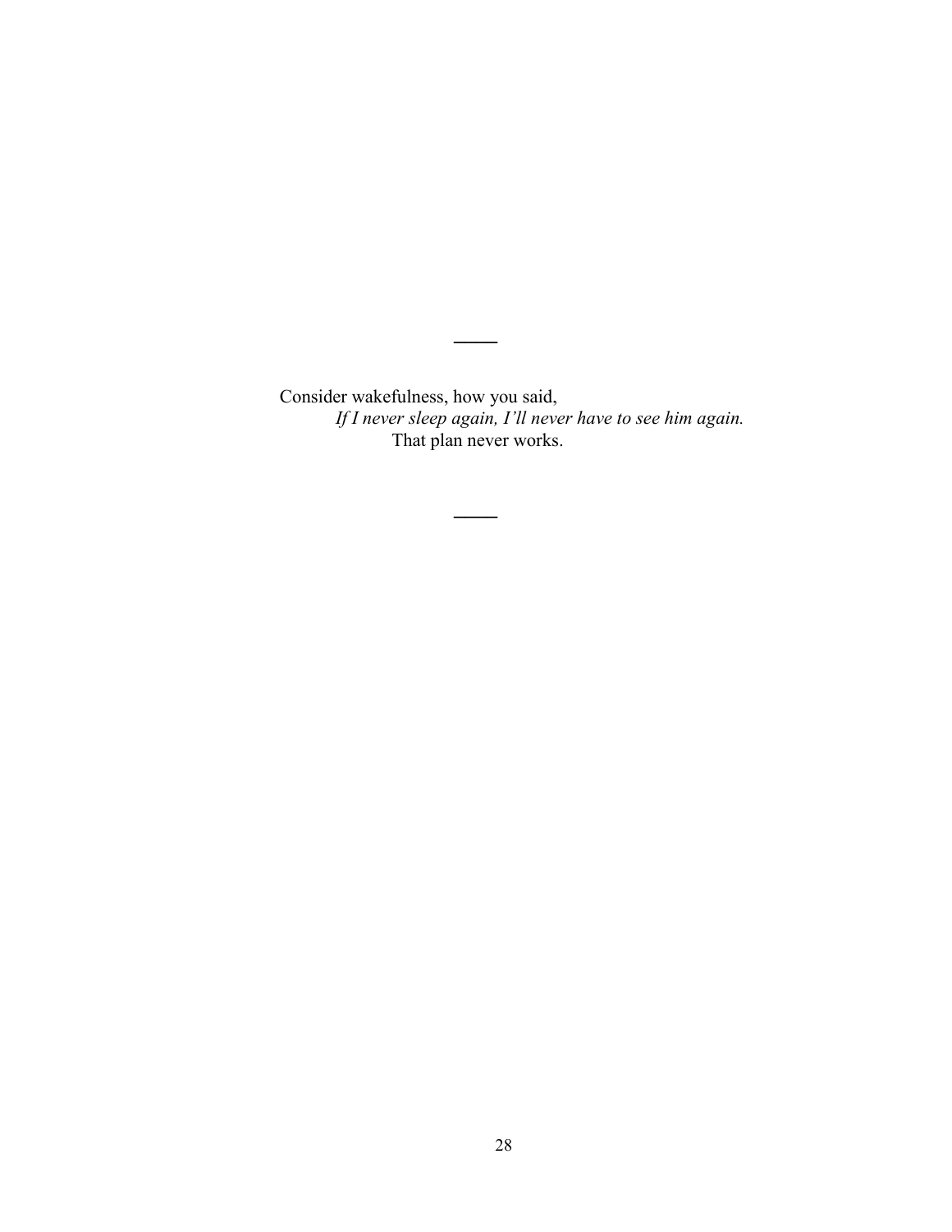—

Consider wakefulness, how you said,

*If I never sleep again, I'll never have to see him again.*

That plan never works.

—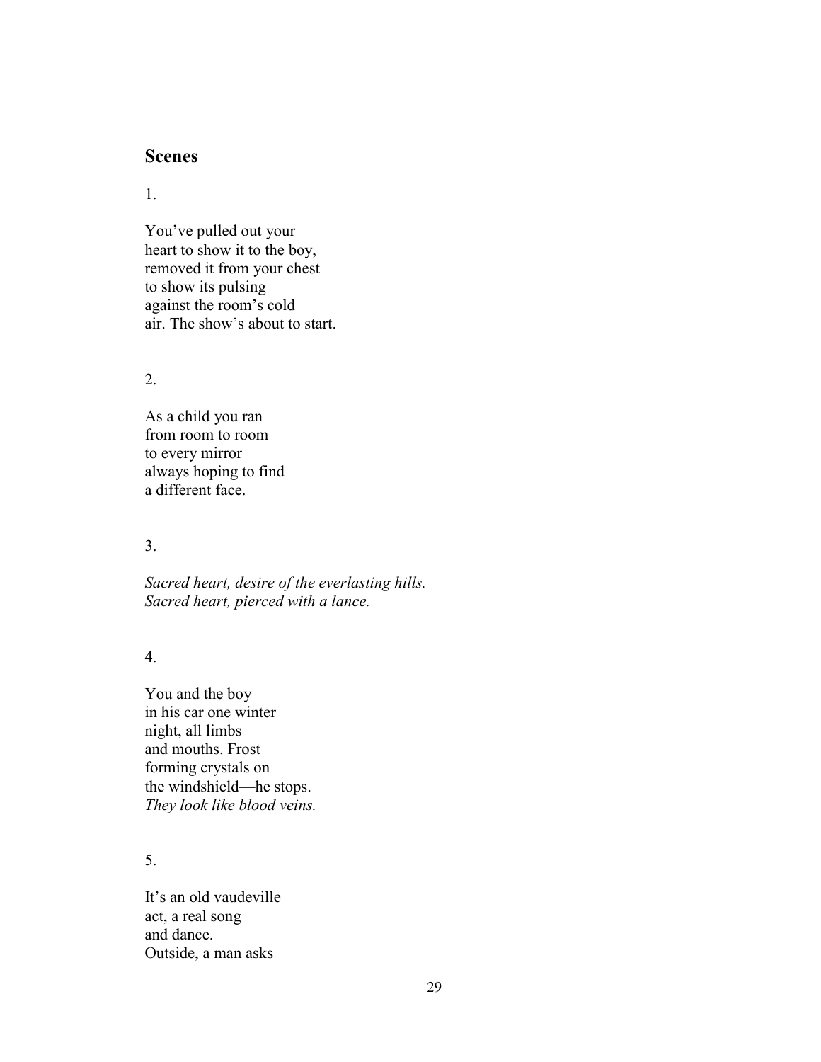## Scenes

1.

You've pulled out your  
heart to show it to the boy,  
removed it from your chest  
to show its pulsing  
against the room's cold  
air. The show's about to start.

2.

As a child you ran  
from room to room  
to every mirror  
always hoping to find  
a different face.

3.

*Sacred heart, desire of the everlasting hills.*  
*Sacred heart, pierced with a lance.*

4.

You and the boy  
in his car one winter  
night, all limbs  
and mouths. Frost  
forming crystals on  
the windshield—he stops.  
*They look like blood veins.*

5.

It's an old vaudeville  
act, a real song  
and dance.  
Outside, a man asks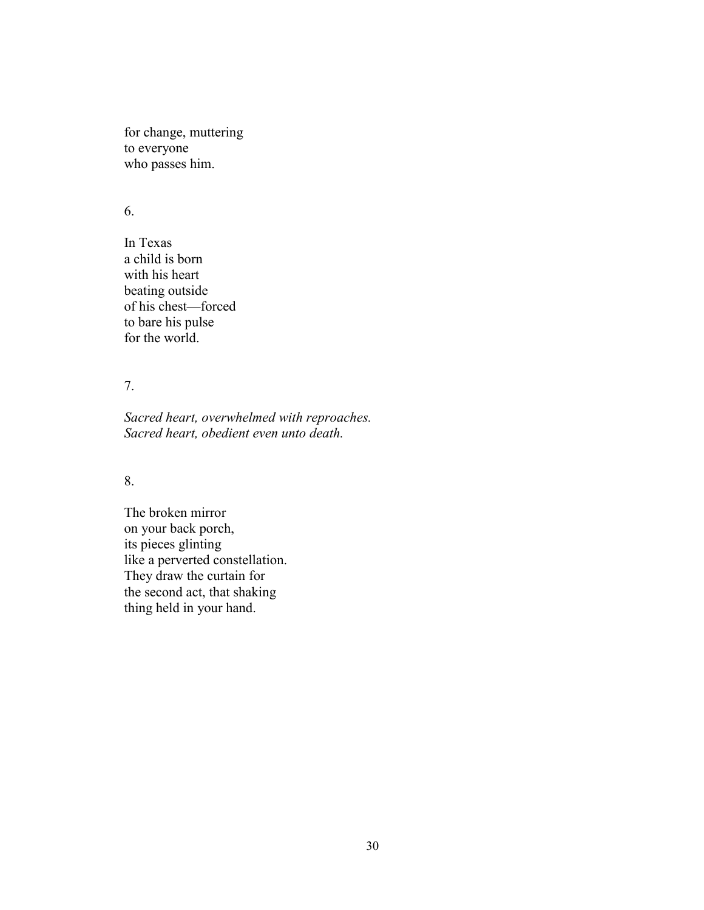for change, muttering  
to everyone  
who passes him.

6.

In Texas  
a child is born  
with his heart  
beating outside  
of his chest—forced  
to bare his pulse  
for the world.

7.

*Sacred heart, overwhelmed with reproaches.*  
*Sacred heart, obedient even unto death.*

8.

The broken mirror  
on your back porch,  
its pieces glinting  
like a perverted constellation.  
They draw the curtain for  
the second act, that shaking  
thing held in your hand.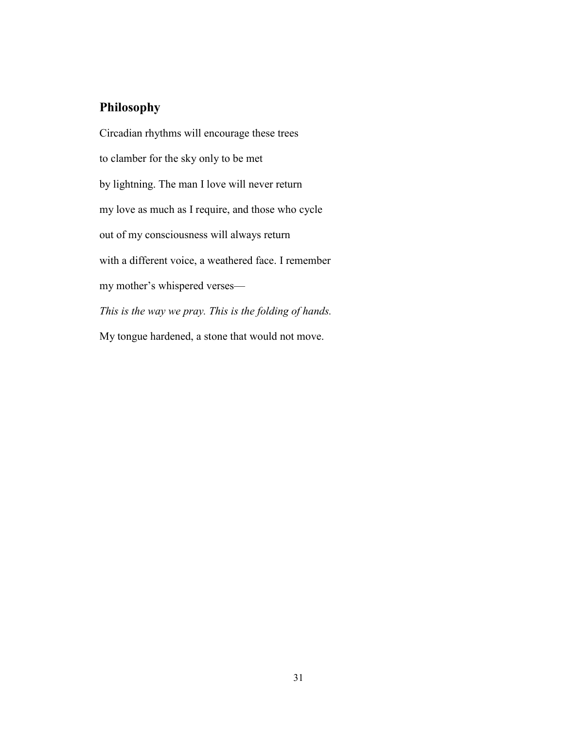## Philosophy

Circadian rhythms will encourage these trees

to clamber for the sky only to be met

by lightning. The man I love will never return

my love as much as I require, and those who cycle

out of my consciousness will always return

with a different voice, a weathered face. I remember

my mother's whispered verses—

*This is the way we pray. This is the folding of hands.*

My tongue hardened, a stone that would not move.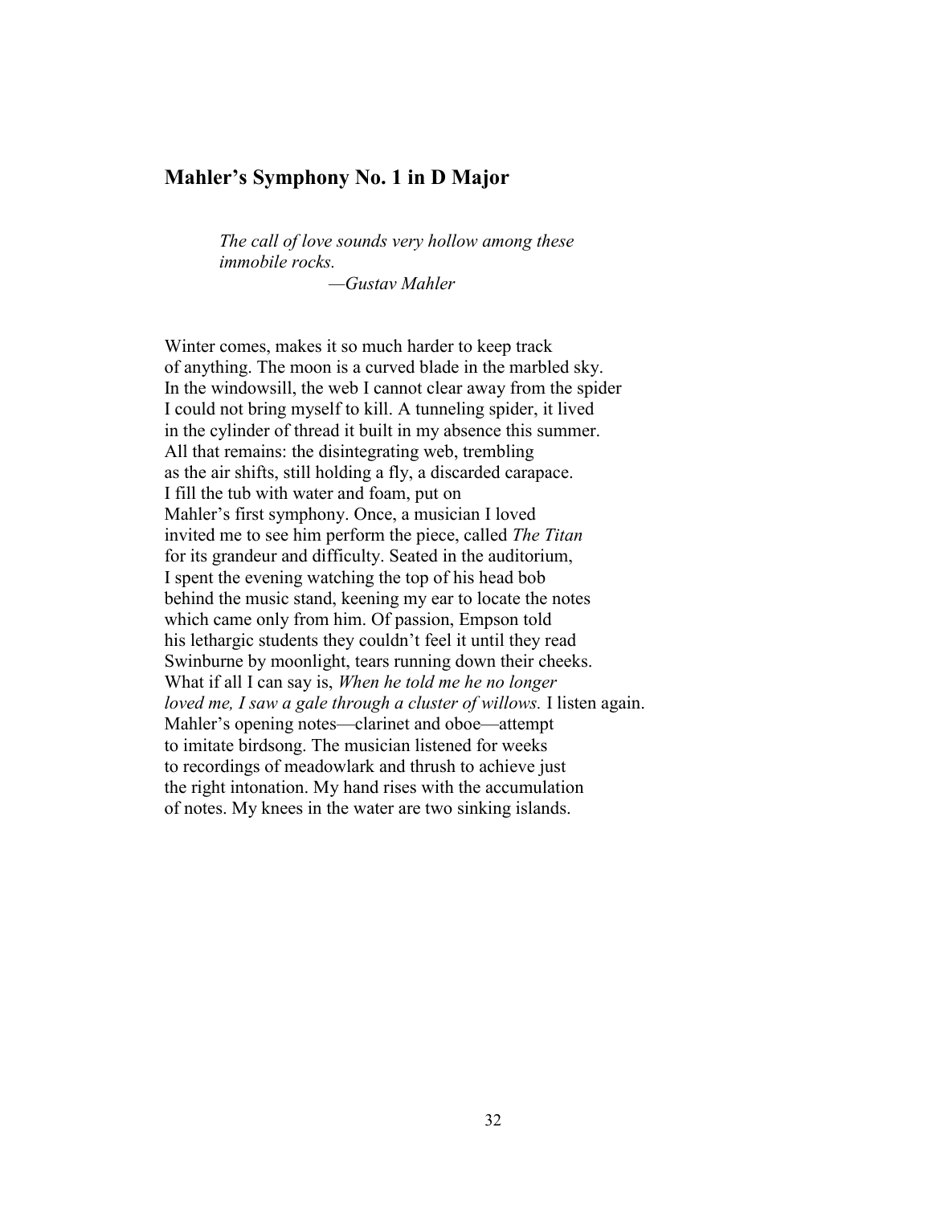## Mahler's Symphony No. 1 in D Major

> *The call of love sounds very hollow among these*
> *immobile rocks.*
>
> *—Gustav Mahler*

Winter comes, makes it so much harder to keep track  
of anything. The moon is a curved blade in the marbled sky.  
In the windowsill, the web I cannot clear away from the spider  
I could not bring myself to kill. A tunneling spider, it lived  
in the cylinder of thread it built in my absence this summer.  
All that remains: the disintegrating web, trembling  
as the air shifts, still holding a fly, a discarded carapace.  
I fill the tub with water and foam, put on  
Mahler's first symphony. Once, a musician I loved  
invited me to see him perform the piece, called *The Titan*  
for its grandeur and difficulty. Seated in the auditorium,  
I spent the evening watching the top of his head bob  
behind the music stand, keening my ear to locate the notes  
which came only from him. Of passion, Empson told  
his lethargic students they couldn't feel it until they read  
Swinburne by moonlight, tears running down their cheeks.  
What if all I can say is, *When he told me he no longer*  
*loved me, I saw a gale through a cluster of willows.* I listen again.  
Mahler's opening notes—clarinet and oboe—attempt  
to imitate birdsong. The musician listened for weeks  
to recordings of meadowlark and thrush to achieve just  
the right intonation. My hand rises with the accumulation  
of notes. My knees in the water are two sinking islands.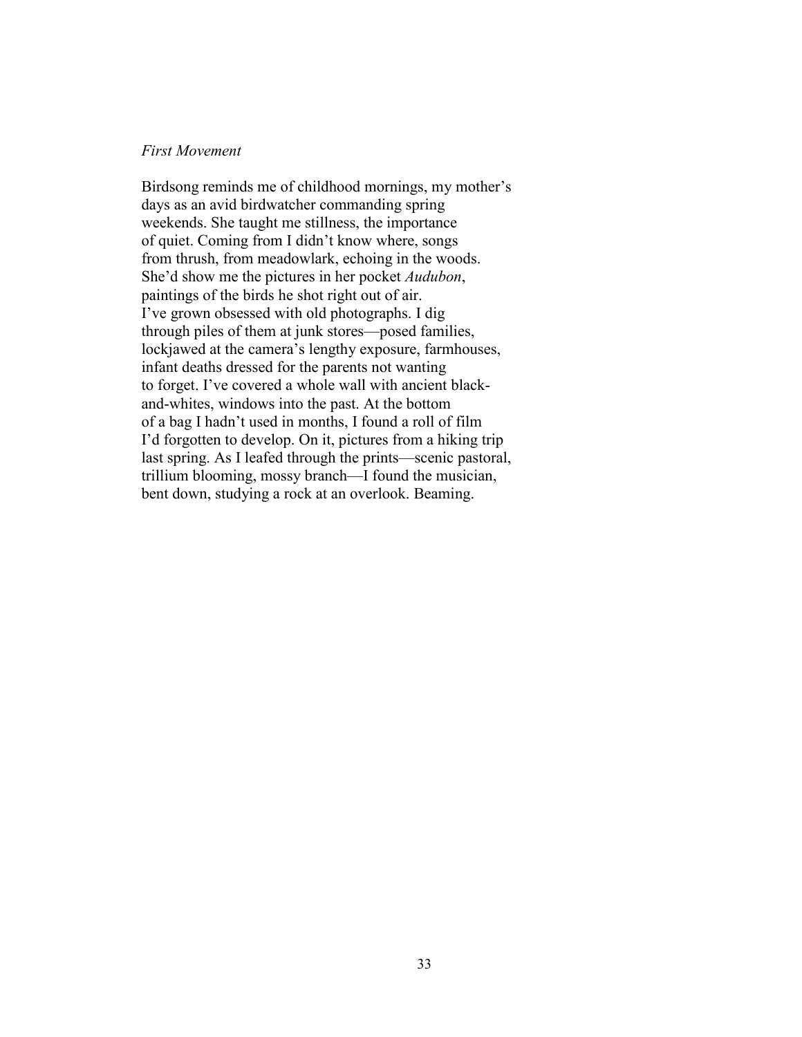*First Movement*

Birdsong reminds me of childhood mornings, my mother's
days as an avid birdwatcher commanding spring
weekends. She taught me stillness, the importance
of quiet. Coming from I didn't know where, songs
from thrush, from meadowlark, echoing in the woods.
She'd show me the pictures in her pocket *Audubon*,
paintings of the birds he shot right out of air.
I've grown obsessed with old photographs. I dig
through piles of them at junk stores—posed families,
lockjawed at the camera's lengthy exposure, farmhouses,
infant deaths dressed for the parents not wanting
to forget. I've covered a whole wall with ancient black-
and-whites, windows into the past. At the bottom
of a bag I hadn't used in months, I found a roll of film
I'd forgotten to develop. On it, pictures from a hiking trip
last spring. As I leafed through the prints—scenic pastoral,
trillium blooming, mossy branch—I found the musician,
bent down, studying a rock at an overlook. Beaming.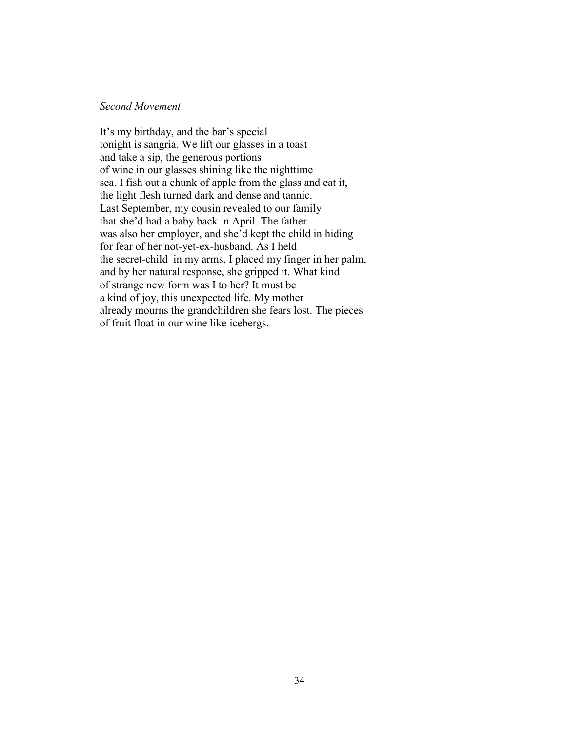*Second Movement*

It's my birthday, and the bar's special  
tonight is sangria. We lift our glasses in a toast  
and take a sip, the generous portions  
of wine in our glasses shining like the nighttime  
sea. I fish out a chunk of apple from the glass and eat it,  
the light flesh turned dark and dense and tannic.  
Last September, my cousin revealed to our family  
that she'd had a baby back in April. The father  
was also her employer, and she'd kept the child in hiding  
for fear of her not-yet-ex-husband. As I held  
the secret-child in my arms, I placed my finger in her palm,  
and by her natural response, she gripped it. What kind  
of strange new form was I to her? It must be  
a kind of joy, this unexpected life. My mother  
already mourns the grandchildren she fears lost. The pieces  
of fruit float in our wine like icebergs.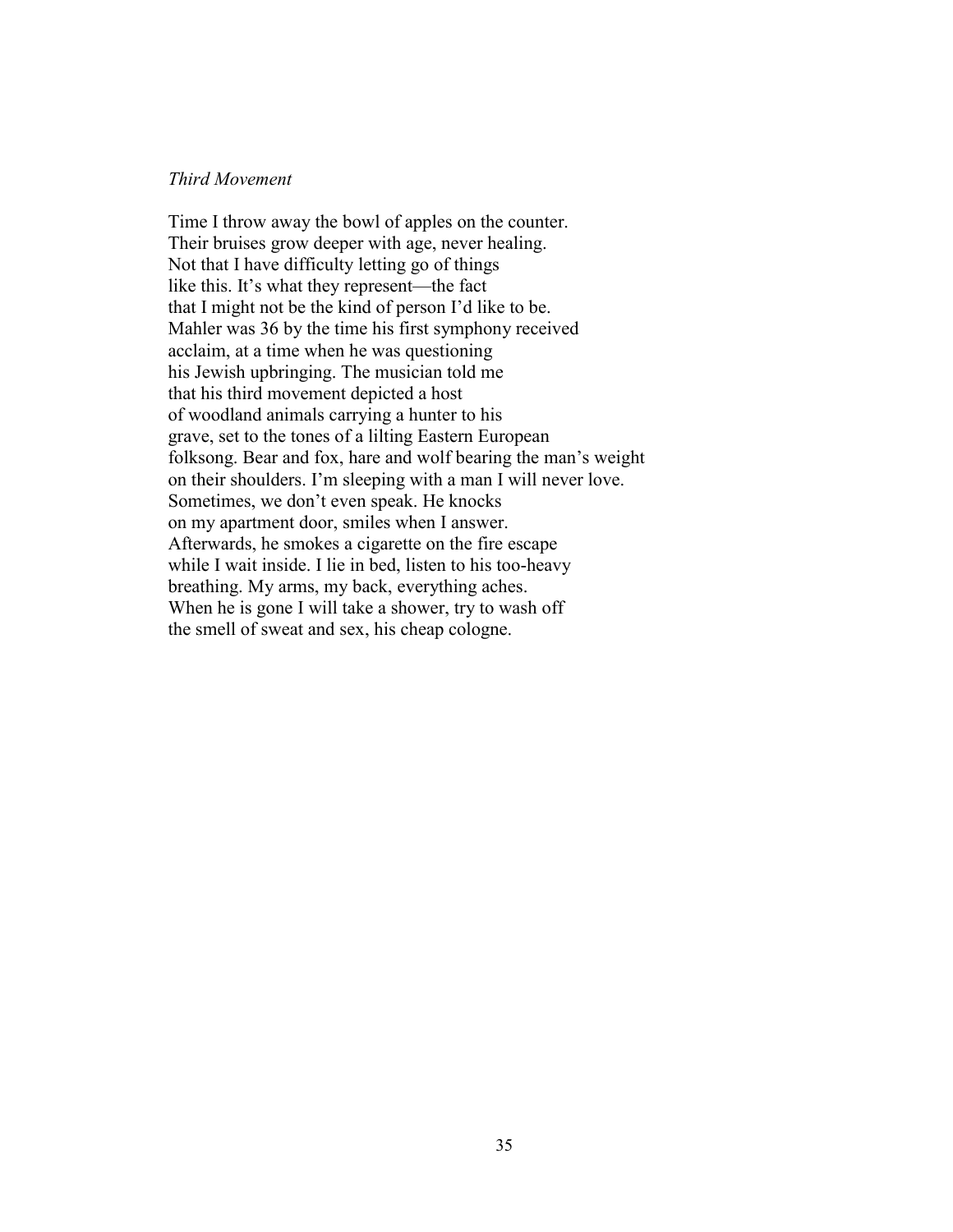*Third Movement*

Time I throw away the bowl of apples on the counter.  
Their bruises grow deeper with age, never healing.  
Not that I have difficulty letting go of things  
like this. It's what they represent—the fact  
that I might not be the kind of person I'd like to be.  
Mahler was 36 by the time his first symphony received  
acclaim, at a time when he was questioning  
his Jewish upbringing. The musician told me  
that his third movement depicted a host  
of woodland animals carrying a hunter to his  
grave, set to the tones of a lilting Eastern European  
folksong. Bear and fox, hare and wolf bearing the man's weight  
on their shoulders. I'm sleeping with a man I will never love.  
Sometimes, we don't even speak. He knocks  
on my apartment door, smiles when I answer.  
Afterwards, he smokes a cigarette on the fire escape  
while I wait inside. I lie in bed, listen to his too-heavy  
breathing. My arms, my back, everything aches.  
When he is gone I will take a shower, try to wash off  
the smell of sweat and sex, his cheap cologne.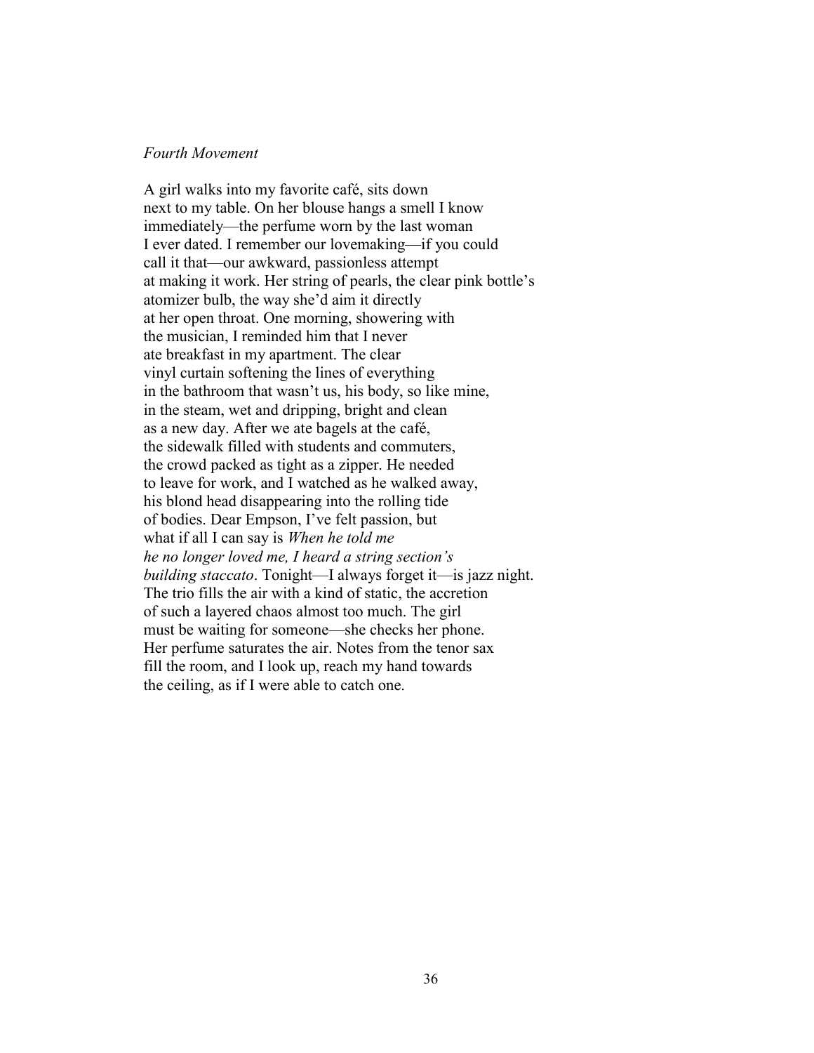*Fourth Movement*

A girl walks into my favorite café, sits down  
next to my table. On her blouse hangs a smell I know  
immediately—the perfume worn by the last woman  
I ever dated. I remember our lovemaking—if you could  
call it that—our awkward, passionless attempt  
at making it work. Her string of pearls, the clear pink bottle's  
atomizer bulb, the way she'd aim it directly  
at her open throat. One morning, showering with  
the musician, I reminded him that I never  
ate breakfast in my apartment. The clear  
vinyl curtain softening the lines of everything  
in the bathroom that wasn't us, his body, so like mine,  
in the steam, wet and dripping, bright and clean  
as a new day. After we ate bagels at the café,  
the sidewalk filled with students and commuters,  
the crowd packed as tight as a zipper. He needed  
to leave for work, and I watched as he walked away,  
his blond head disappearing into the rolling tide  
of bodies. Dear Empson, I've felt passion, but  
what if all I can say is *When he told me*  
*he no longer loved me, I heard a string section's*  
*building staccato*. Tonight—I always forget it—is jazz night.  
The trio fills the air with a kind of static, the accretion  
of such a layered chaos almost too much. The girl  
must be waiting for someone—she checks her phone.  
Her perfume saturates the air. Notes from the tenor sax  
fill the room, and I look up, reach my hand towards  
the ceiling, as if I were able to catch one.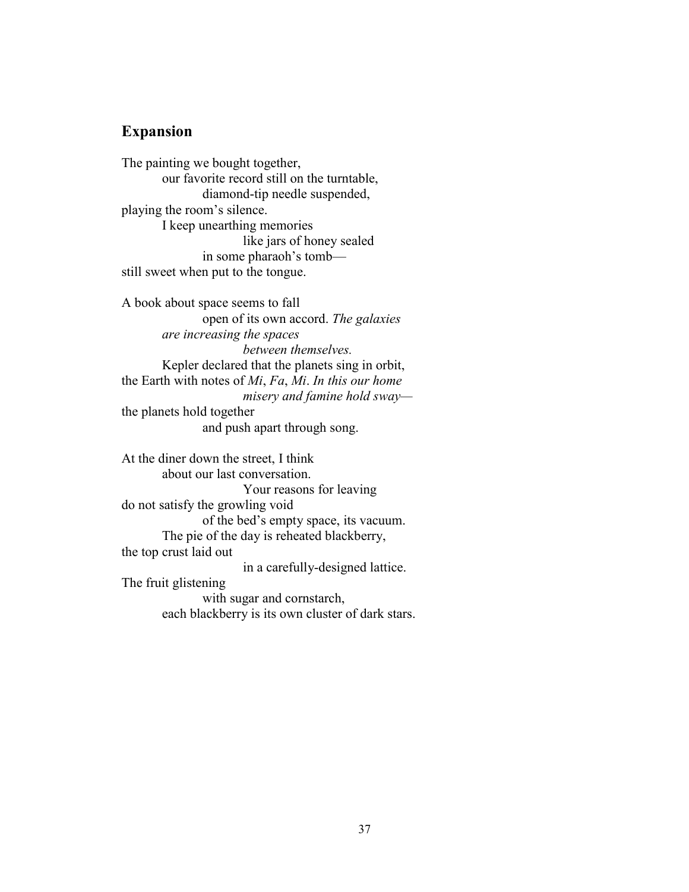## Expansion

The painting we bought together,  
&nbsp;&nbsp;&nbsp;&nbsp;&nbsp;&nbsp;&nbsp;&nbsp;our favorite record still on the turntable,  
&nbsp;&nbsp;&nbsp;&nbsp;&nbsp;&nbsp;&nbsp;&nbsp;&nbsp;&nbsp;&nbsp;&nbsp;&nbsp;&nbsp;&nbsp;&nbsp;diamond-tip needle suspended,  
playing the room's silence.  
&nbsp;&nbsp;&nbsp;&nbsp;&nbsp;&nbsp;&nbsp;&nbsp;I keep unearthing memories  
&nbsp;&nbsp;&nbsp;&nbsp;&nbsp;&nbsp;&nbsp;&nbsp;&nbsp;&nbsp;&nbsp;&nbsp;&nbsp;&nbsp;&nbsp;&nbsp;&nbsp;&nbsp;&nbsp;&nbsp;&nbsp;&nbsp;&nbsp;&nbsp;like jars of honey sealed  
&nbsp;&nbsp;&nbsp;&nbsp;&nbsp;&nbsp;&nbsp;&nbsp;&nbsp;&nbsp;&nbsp;&nbsp;&nbsp;&nbsp;&nbsp;&nbsp;in some pharaoh's tomb—  
still sweet when put to the tongue.

A book about space seems to fall  
&nbsp;&nbsp;&nbsp;&nbsp;&nbsp;&nbsp;&nbsp;&nbsp;&nbsp;&nbsp;&nbsp;&nbsp;&nbsp;&nbsp;&nbsp;&nbsp;open of its own accord. *The galaxies*  
&nbsp;&nbsp;&nbsp;&nbsp;&nbsp;&nbsp;&nbsp;&nbsp;*are increasing the spaces*  
&nbsp;&nbsp;&nbsp;&nbsp;&nbsp;&nbsp;&nbsp;&nbsp;&nbsp;&nbsp;&nbsp;&nbsp;&nbsp;&nbsp;&nbsp;&nbsp;&nbsp;&nbsp;&nbsp;&nbsp;&nbsp;&nbsp;&nbsp;&nbsp;*between themselves.*  
&nbsp;&nbsp;&nbsp;&nbsp;&nbsp;&nbsp;&nbsp;&nbsp;Kepler declared that the planets sing in orbit,  
the Earth with notes of *Mi*, *Fa*, *Mi*. *In this our home*  
&nbsp;&nbsp;&nbsp;&nbsp;&nbsp;&nbsp;&nbsp;&nbsp;&nbsp;&nbsp;&nbsp;&nbsp;&nbsp;&nbsp;&nbsp;&nbsp;&nbsp;&nbsp;&nbsp;&nbsp;&nbsp;&nbsp;&nbsp;&nbsp;*misery and famine hold sway*—  
the planets hold together  
&nbsp;&nbsp;&nbsp;&nbsp;&nbsp;&nbsp;&nbsp;&nbsp;&nbsp;&nbsp;&nbsp;&nbsp;&nbsp;&nbsp;&nbsp;&nbsp;and push apart through song.

At the diner down the street, I think  
&nbsp;&nbsp;&nbsp;&nbsp;&nbsp;&nbsp;&nbsp;&nbsp;about our last conversation.  
&nbsp;&nbsp;&nbsp;&nbsp;&nbsp;&nbsp;&nbsp;&nbsp;&nbsp;&nbsp;&nbsp;&nbsp;&nbsp;&nbsp;&nbsp;&nbsp;&nbsp;&nbsp;&nbsp;&nbsp;&nbsp;&nbsp;&nbsp;&nbsp;Your reasons for leaving  
do not satisfy the growling void  
&nbsp;&nbsp;&nbsp;&nbsp;&nbsp;&nbsp;&nbsp;&nbsp;&nbsp;&nbsp;&nbsp;&nbsp;&nbsp;&nbsp;&nbsp;&nbsp;of the bed's empty space, its vacuum.  
&nbsp;&nbsp;&nbsp;&nbsp;&nbsp;&nbsp;&nbsp;&nbsp;The pie of the day is reheated blackberry,  
the top crust laid out  
&nbsp;&nbsp;&nbsp;&nbsp;&nbsp;&nbsp;&nbsp;&nbsp;&nbsp;&nbsp;&nbsp;&nbsp;&nbsp;&nbsp;&nbsp;&nbsp;&nbsp;&nbsp;&nbsp;&nbsp;&nbsp;&nbsp;&nbsp;&nbsp;in a carefully-designed lattice.  
The fruit glistening  
&nbsp;&nbsp;&nbsp;&nbsp;&nbsp;&nbsp;&nbsp;&nbsp;&nbsp;&nbsp;&nbsp;&nbsp;&nbsp;&nbsp;&nbsp;&nbsp;with sugar and cornstarch,  
&nbsp;&nbsp;&nbsp;&nbsp;&nbsp;&nbsp;&nbsp;&nbsp;each blackberry is its own cluster of dark stars.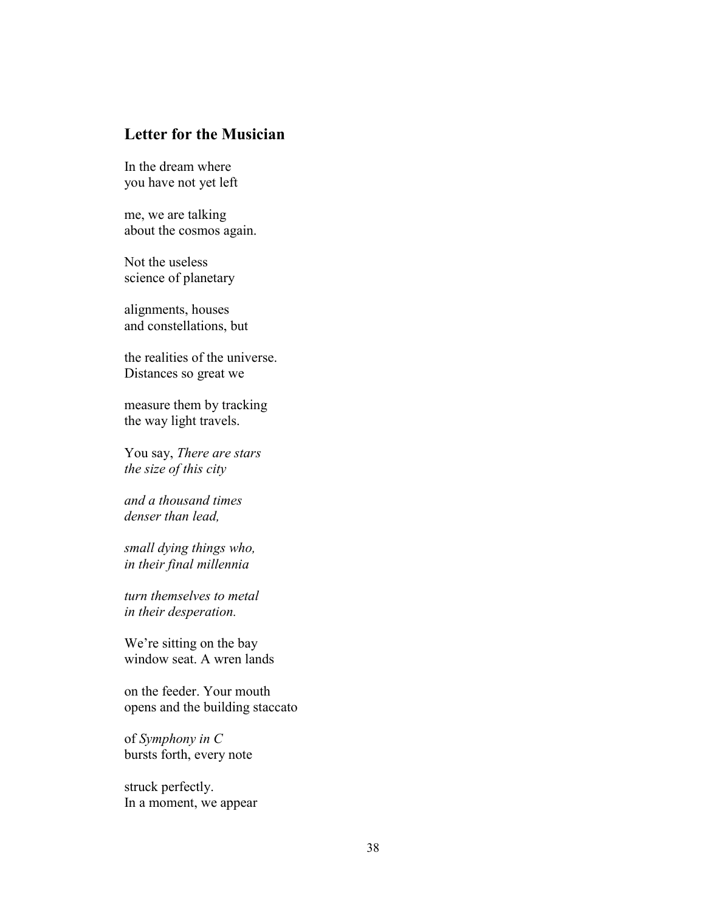## Letter for the Musician

In the dream where
you have not yet left

me, we are talking
about the cosmos again.

Not the useless
science of planetary

alignments, houses
and constellations, but

the realities of the universe.
Distances so great we

measure them by tracking
the way light travels.

You say, *There are stars*
*the size of this city*

*and a thousand times*
*denser than lead,*

*small dying things who,*
*in their final millennia*

*turn themselves to metal*
*in their desperation.*

We're sitting on the bay
window seat. A wren lands

on the feeder. Your mouth
opens and the building staccato

of *Symphony in C*
bursts forth, every note

struck perfectly.
In a moment, we appear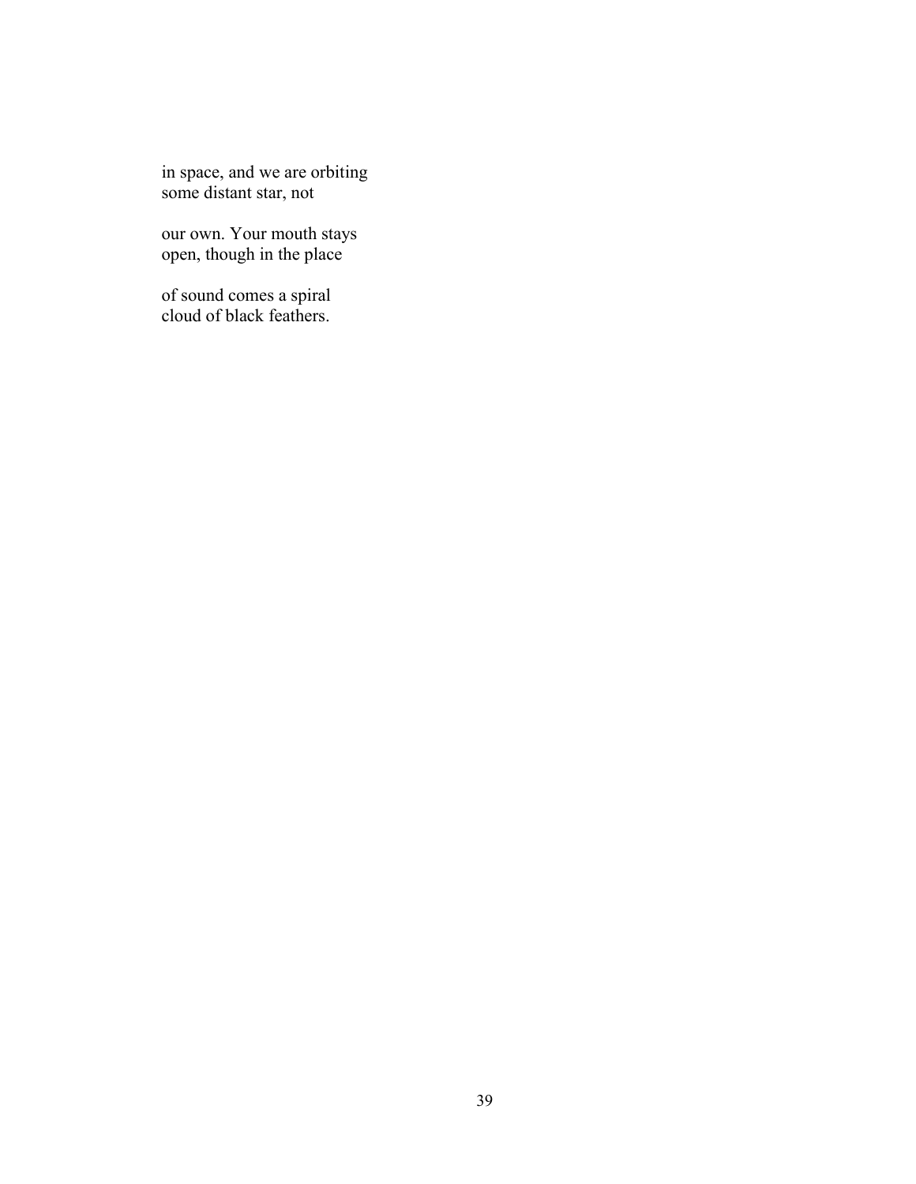in space, and we are orbiting  
some distant star, not

our own. Your mouth stays  
open, though in the place

of sound comes a spiral  
cloud of black feathers.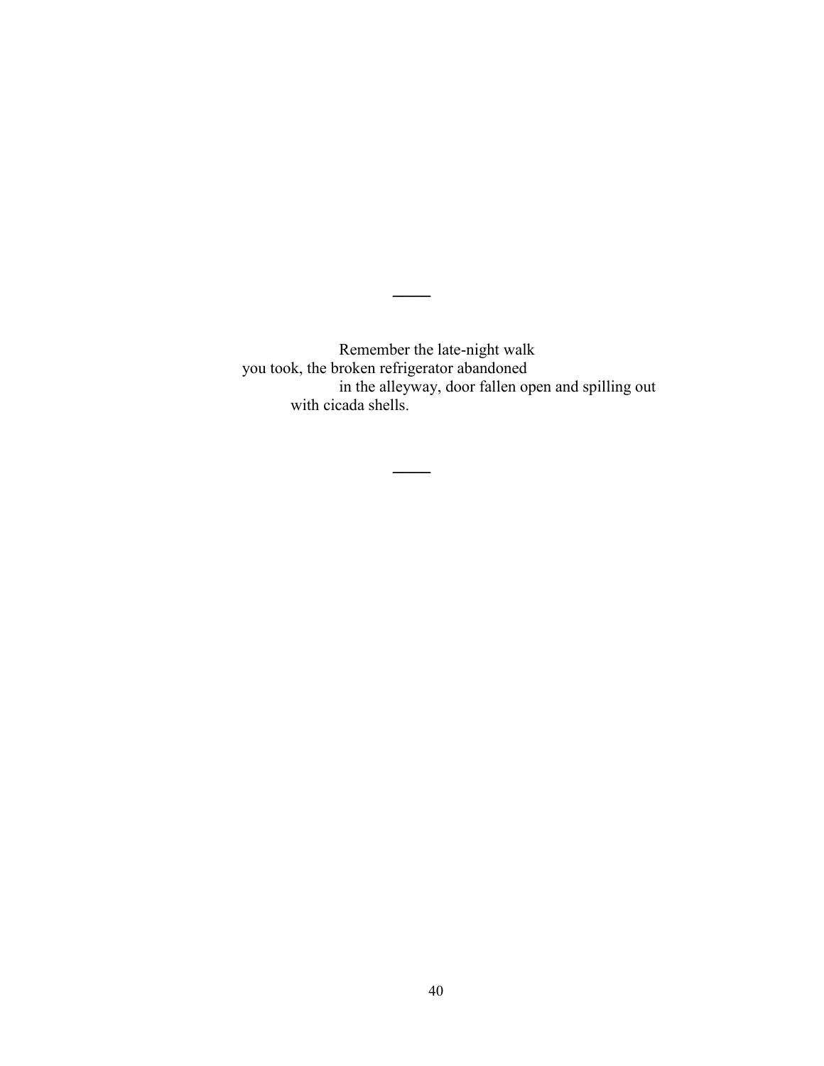—

Remember the late-night walk
you took, the broken refrigerator abandoned
in the alleyway, door fallen open and spilling out
with cicada shells.

—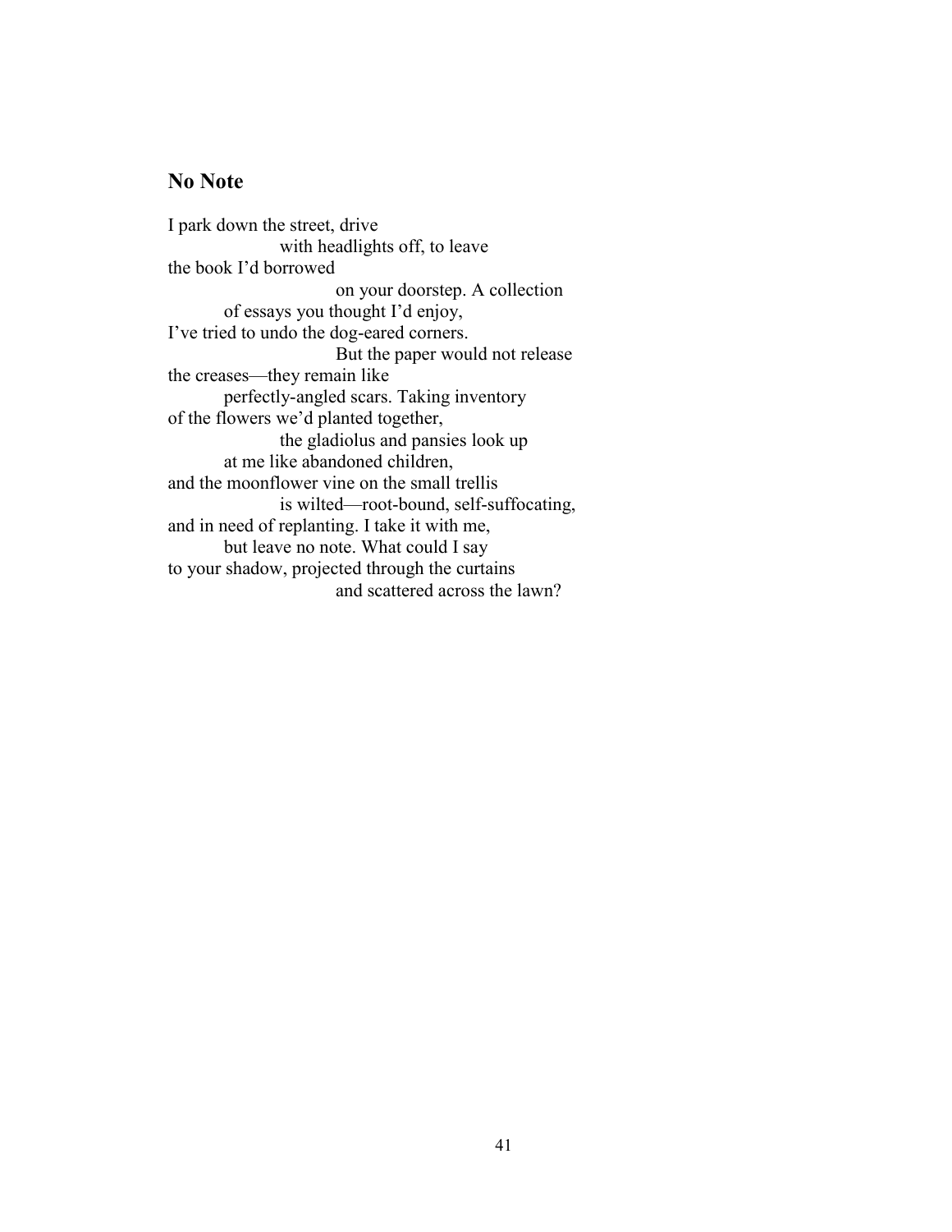## No Note

I park down the street, drive
with headlights off, to leave
the book I'd borrowed
on your doorstep. A collection
of essays you thought I'd enjoy,
I've tried to undo the dog-eared corners.
But the paper would not release
the creases—they remain like
perfectly-angled scars. Taking inventory
of the flowers we'd planted together,
the gladiolus and pansies look up
at me like abandoned children,
and the moonflower vine on the small trellis
is wilted—root-bound, self-suffocating,
and in need of replanting. I take it with me,
but leave no note. What could I say
to your shadow, projected through the curtains
and scattered across the lawn?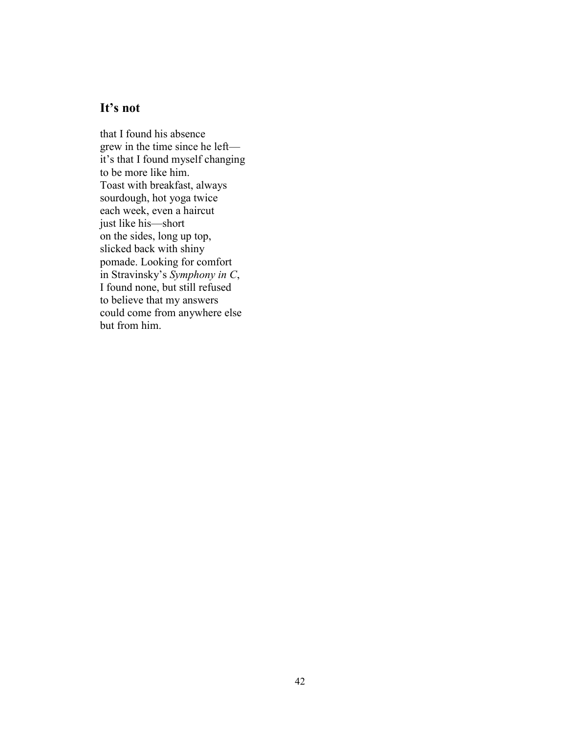## It's not

that I found his absence
grew in the time since he left—
it's that I found myself changing
to be more like him.
Toast with breakfast, always
sourdough, hot yoga twice
each week, even a haircut
just like his—short
on the sides, long up top,
slicked back with shiny
pomade. Looking for comfort
in Stravinsky's *Symphony in C*,
I found none, but still refused
to believe that my answers
could come from anywhere else
but from him.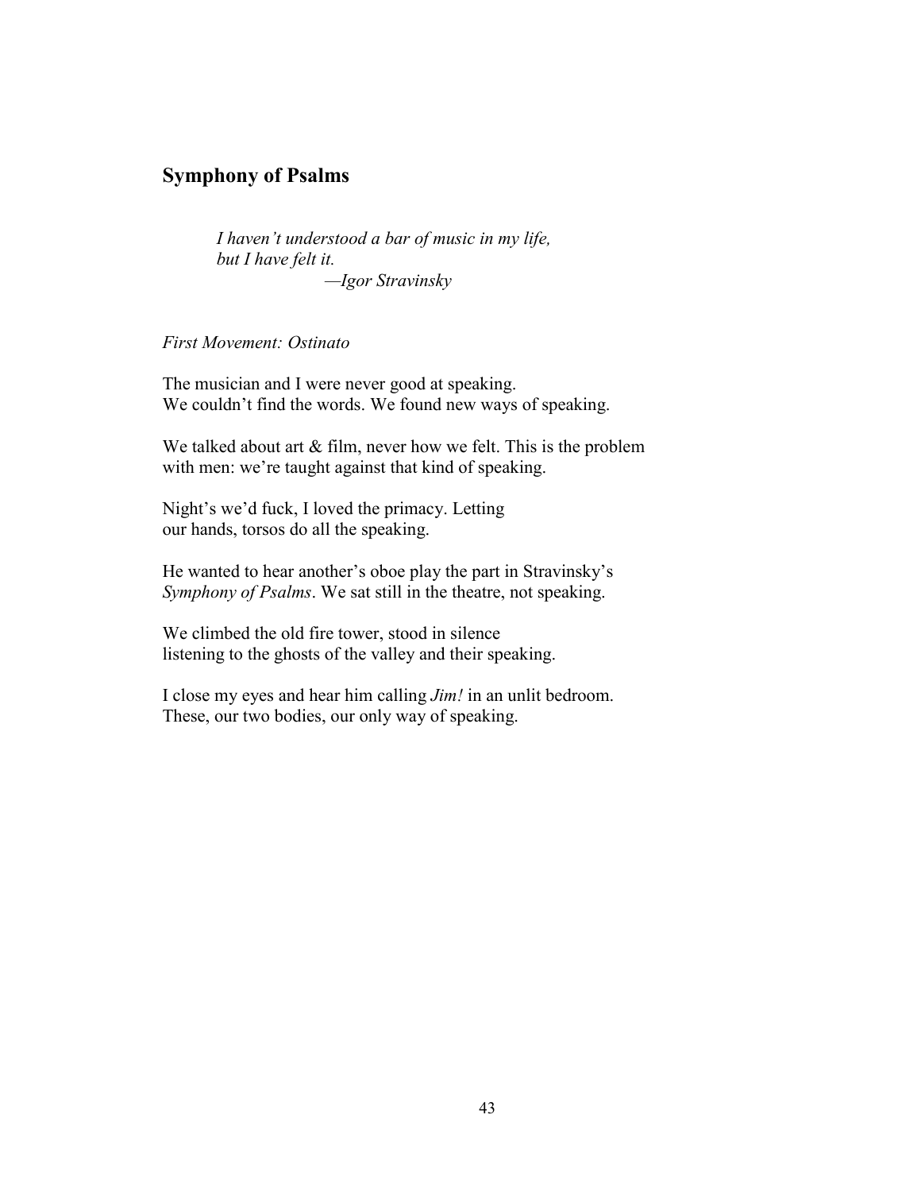## Symphony of Psalms

> *I haven't understood a bar of music in my life,*
> *but I have felt it.*
> *—Igor Stravinsky*

*First Movement: Ostinato*

The musician and I were never good at speaking.
We couldn't find the words. We found new ways of speaking.

We talked about art & film, never how we felt. This is the problem
with men: we're taught against that kind of speaking.

Night's we'd fuck, I loved the primacy. Letting
our hands, torsos do all the speaking.

He wanted to hear another's oboe play the part in Stravinsky's
*Symphony of Psalms*. We sat still in the theatre, not speaking.

We climbed the old fire tower, stood in silence
listening to the ghosts of the valley and their speaking.

I close my eyes and hear him calling *Jim!* in an unlit bedroom.
These, our two bodies, our only way of speaking.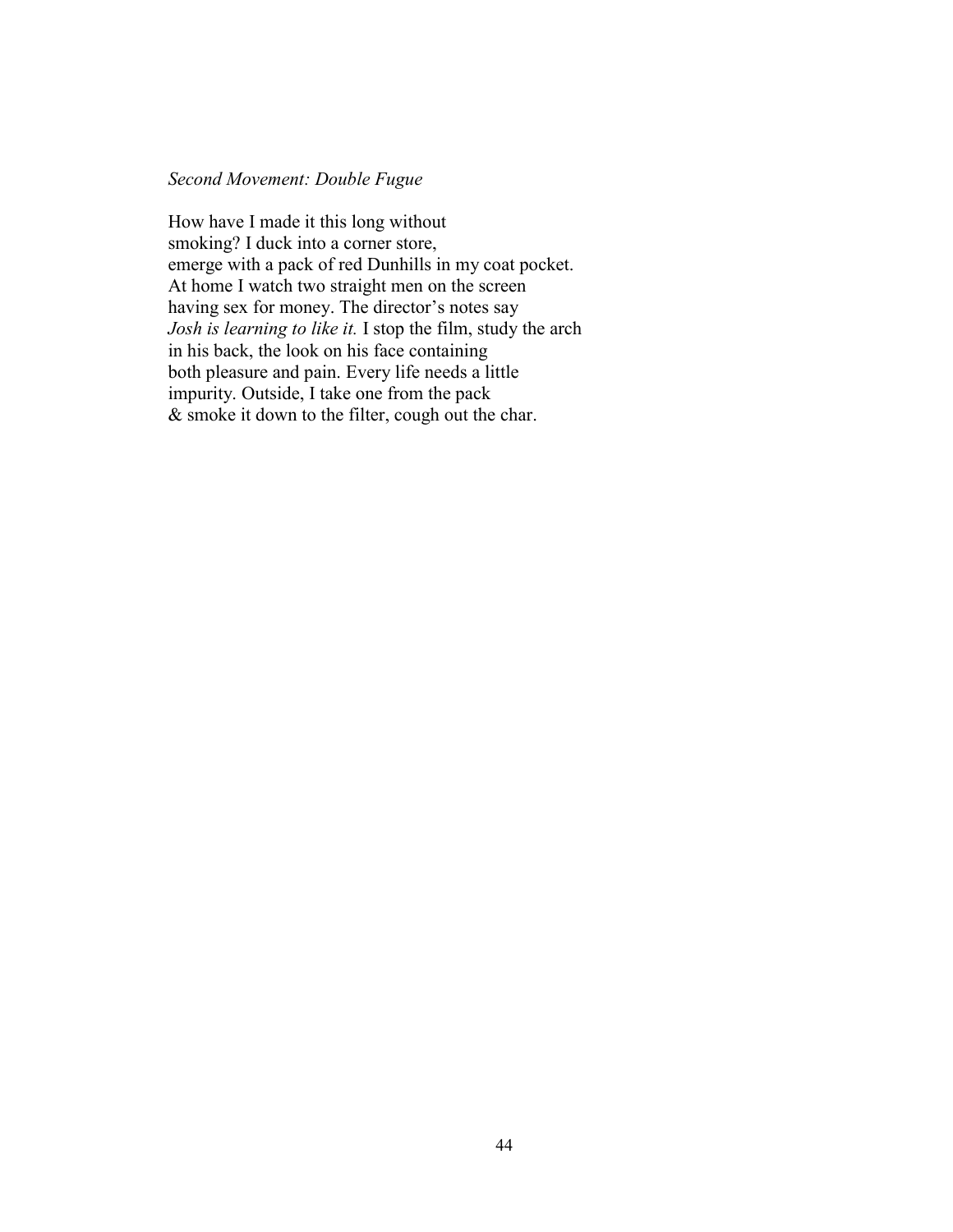*Second Movement: Double Fugue*

How have I made it this long without  
smoking? I duck into a corner store,  
emerge with a pack of red Dunhills in my coat pocket.  
At home I watch two straight men on the screen  
having sex for money. The director's notes say  
*Josh is learning to like it.* I stop the film, study the arch  
in his back, the look on his face containing  
both pleasure and pain. Every life needs a little  
impurity. Outside, I take one from the pack  
& smoke it down to the filter, cough out the char.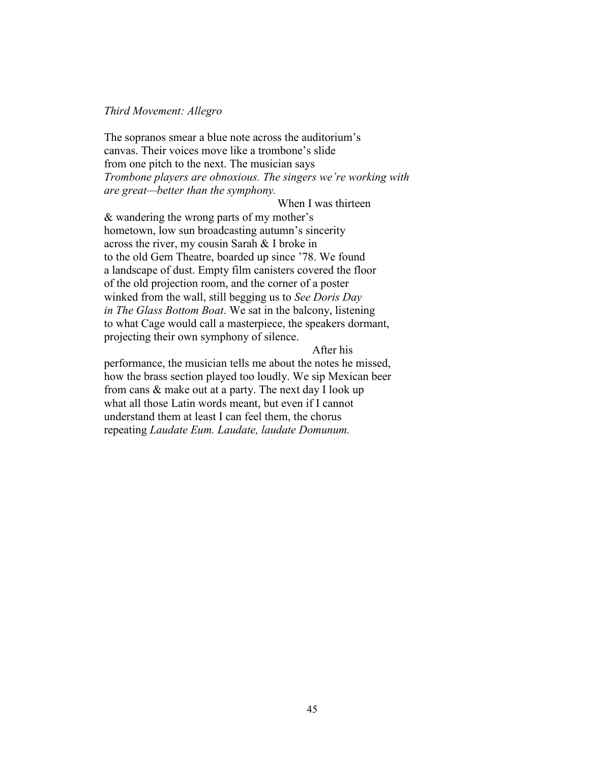*Third Movement: Allegro*

The sopranos smear a blue note across the auditorium's
canvas. Their voices move like a trombone's slide
from one pitch to the next. The musician says
*Trombone players are obnoxious. The singers we're working with*
*are great—better than the symphony.*

When I was thirteen
& wandering the wrong parts of my mother's
hometown, low sun broadcasting autumn's sincerity
across the river, my cousin Sarah & I broke in
to the old Gem Theatre, boarded up since '78. We found
a landscape of dust. Empty film canisters covered the floor
of the old projection room, and the corner of a poster
winked from the wall, still begging us to *See Doris Day*
*in The Glass Bottom Boat*. We sat in the balcony, listening
to what Cage would call a masterpiece, the speakers dormant,
projecting their own symphony of silence.

After his
performance, the musician tells me about the notes he missed,
how the brass section played too loudly. We sip Mexican beer
from cans & make out at a party. The next day I look up
what all those Latin words meant, but even if I cannot
understand them at least I can feel them, the chorus
repeating *Laudate Eum. Laudate, laudate Domunum.*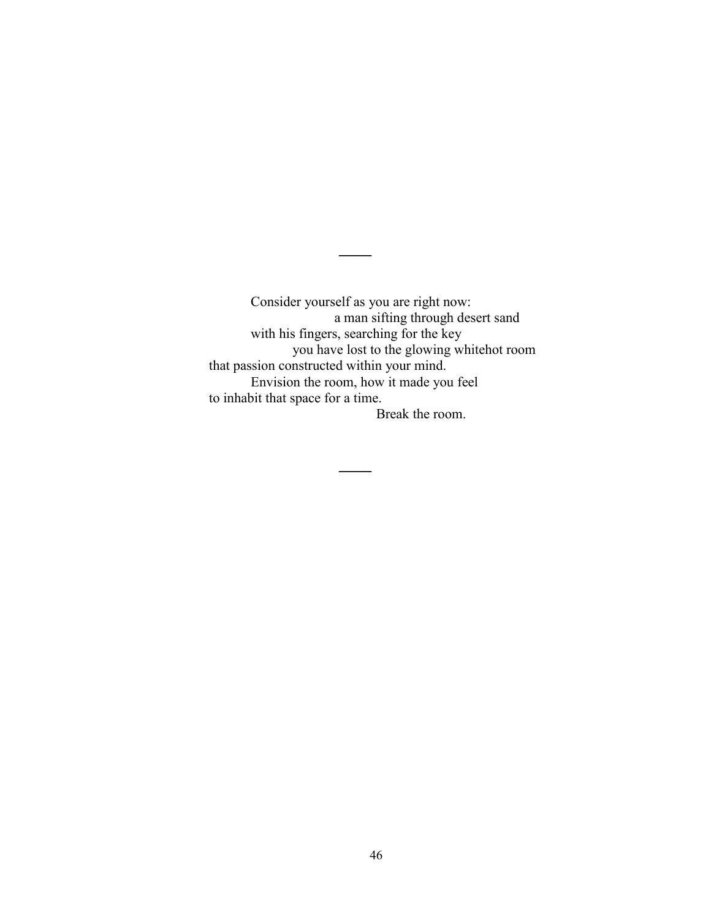—

Consider yourself as you are right now:  
a man sifting through desert sand  
with his fingers, searching for the key  
you have lost to the glowing whitehot room  
that passion constructed within your mind.  
Envision the room, how it made you feel  
to inhabit that space for a time.  
Break the room.

—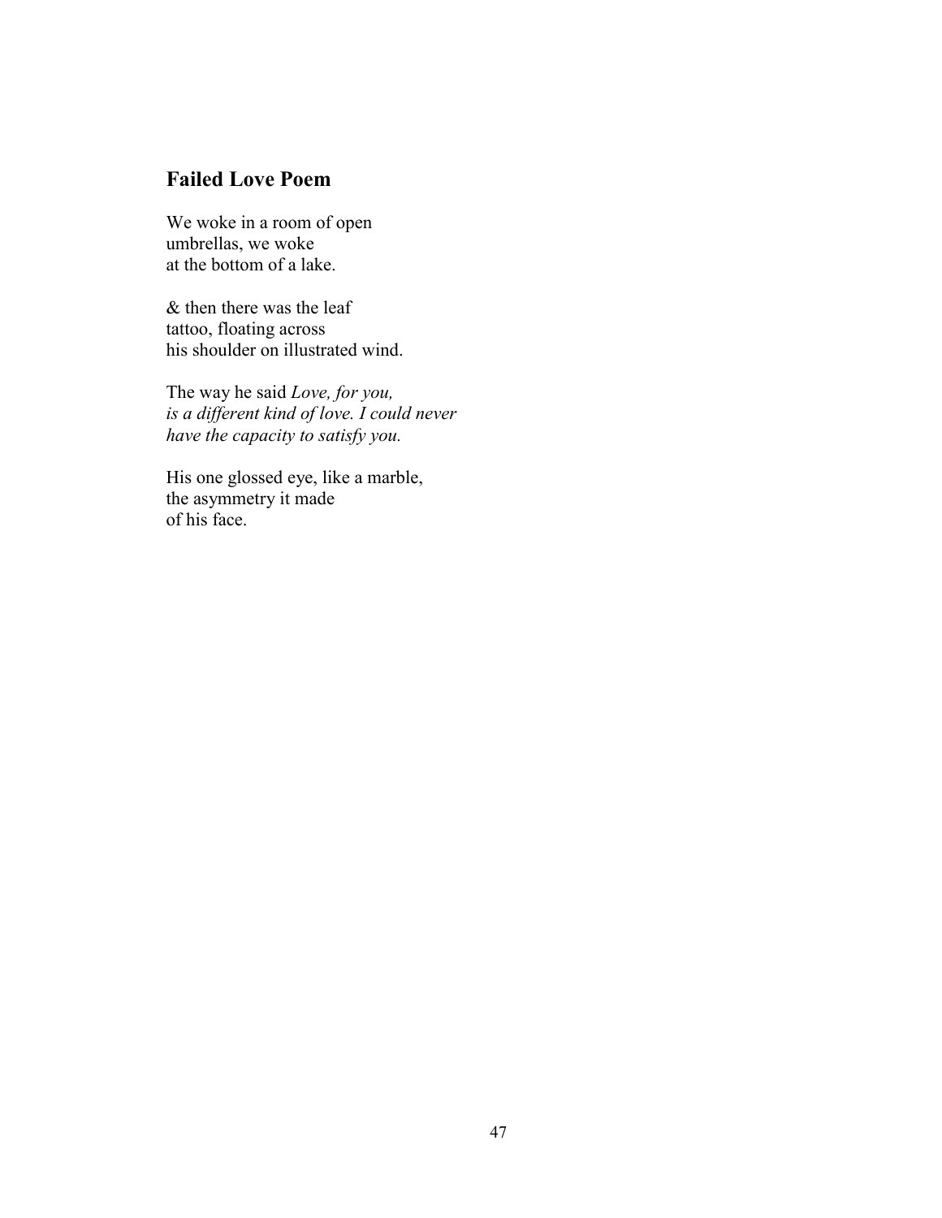## Failed Love Poem

We woke in a room of open  
umbrellas, we woke  
at the bottom of a lake.

& then there was the leaf  
tattoo, floating across  
his shoulder on illustrated wind.

The way he said *Love, for you,*  
*is a different kind of love. I could never*  
*have the capacity to satisfy you.*

His one glossed eye, like a marble,  
the asymmetry it made  
of his face.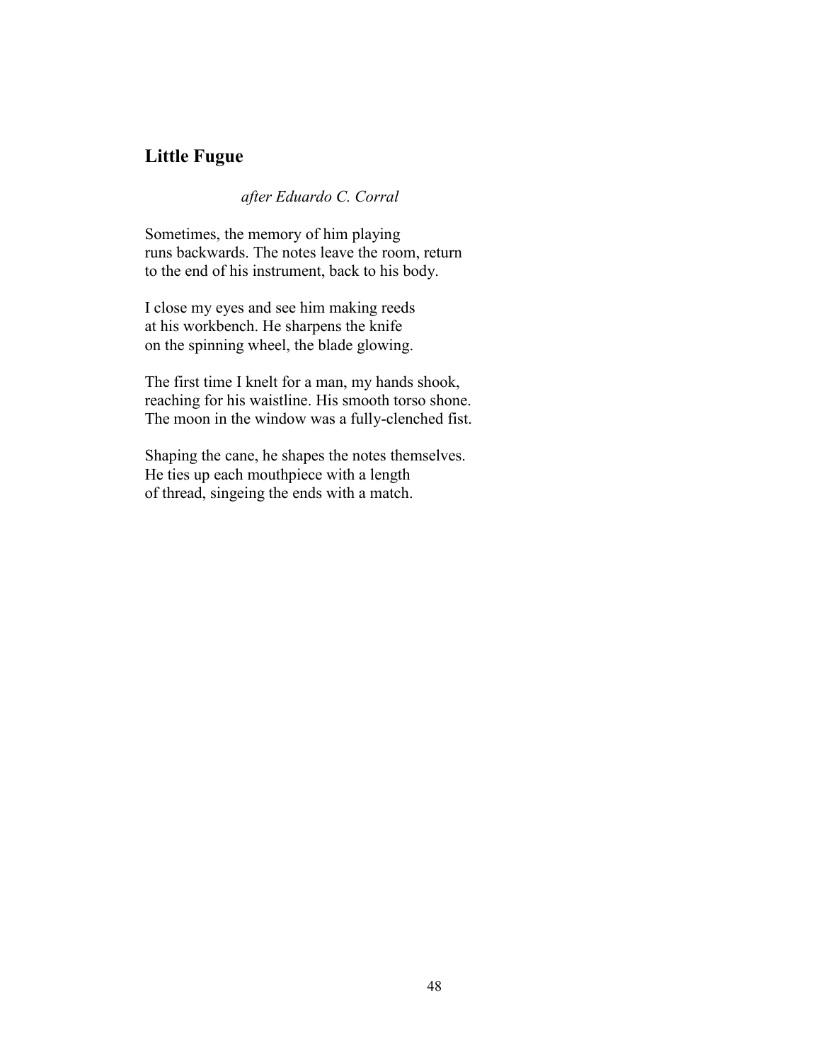## Little Fugue

*after Eduardo C. Corral*

Sometimes, the memory of him playing  
runs backwards. The notes leave the room, return  
to the end of his instrument, back to his body.

I close my eyes and see him making reeds  
at his workbench. He sharpens the knife  
on the spinning wheel, the blade glowing.

The first time I knelt for a man, my hands shook,  
reaching for his waistline. His smooth torso shone.  
The moon in the window was a fully-clenched fist.

Shaping the cane, he shapes the notes themselves.  
He ties up each mouthpiece with a length  
of thread, singeing the ends with a match.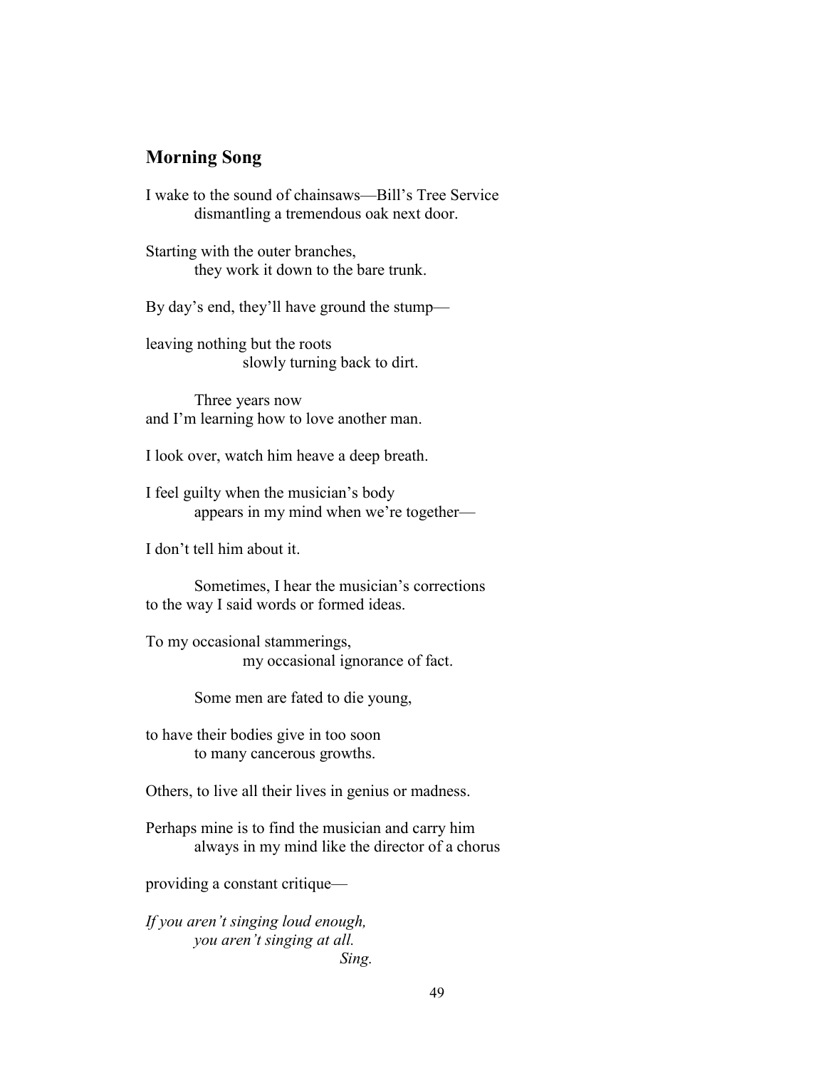## Morning Song

I wake to the sound of chainsaws—Bill's Tree Service
dismantling a tremendous oak next door.

Starting with the outer branches,
they work it down to the bare trunk.

By day's end, they'll have ground the stump—

leaving nothing but the roots
slowly turning back to dirt.

Three years now
and I'm learning how to love another man.

I look over, watch him heave a deep breath.

I feel guilty when the musician's body
appears in my mind when we're together—

I don't tell him about it.

Sometimes, I hear the musician's corrections
to the way I said words or formed ideas.

To my occasional stammerings,
my occasional ignorance of fact.

Some men are fated to die young,

to have their bodies give in too soon
to many cancerous growths.

Others, to live all their lives in genius or madness.

Perhaps mine is to find the musician and carry him
always in my mind like the director of a chorus

providing a constant critique—

*If you aren't singing loud enough,*
*you aren't singing at all.*
*Sing.*